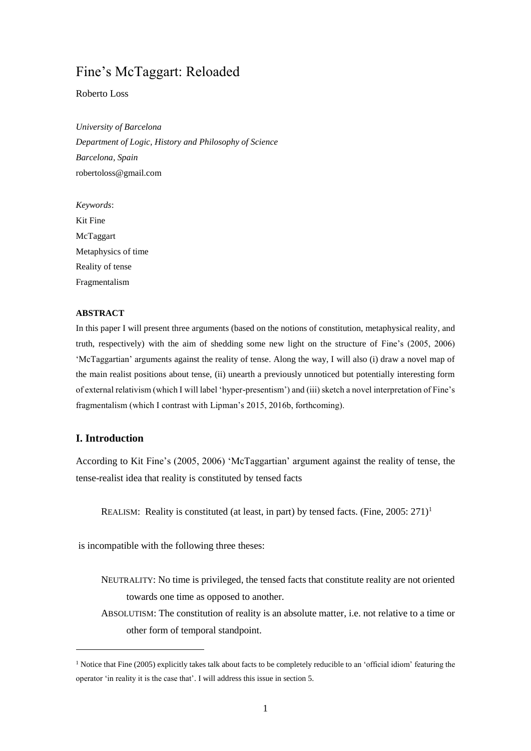# Fine's McTaggart: Reloaded

Roberto Loss

*University of Barcelona*
*Department of Logic, History and Philosophy of Science*
*Barcelona, Spain*
robertoloss@gmail.com

*Keywords*:
Kit Fine
McTaggart
Metaphysics of time
Reality of tense
Fragmentalism

**ABSTRACT**

In this paper I will present three arguments (based on the notions of constitution, metaphysical reality, and truth, respectively) with the aim of shedding some new light on the structure of Fine's (2005, 2006) 'McTaggartian' arguments against the reality of tense. Along the way, I will also (i) draw a novel map of the main realist positions about tense, (ii) unearth a previously unnoticed but potentially interesting form of external relativism (which I will label 'hyper-presentism') and (iii) sketch a novel interpretation of Fine's fragmentalism (which I contrast with Lipman's 2015, 2016b, forthcoming).

## I. Introduction

According to Kit Fine's (2005, 2006) 'McTaggartian' argument against the reality of tense, the tense-realist idea that reality is constituted by tensed facts

> REALISM: Reality is constituted (at least, in part) by tensed facts. (Fine, 2005: 271)[1]

is incompatible with the following three theses:

> NEUTRALITY: No time is privileged, the tensed facts that constitute reality are not oriented towards one time as opposed to another.
>
> ABSOLUTISM: The constitution of reality is an absolute matter, i.e. not relative to a time or other form of temporal standpoint.

[1] Notice that Fine (2005) explicitly takes talk about facts to be completely reducible to an 'official idiom' featuring the operator 'in reality it is the case that'. I will address this issue in section 5.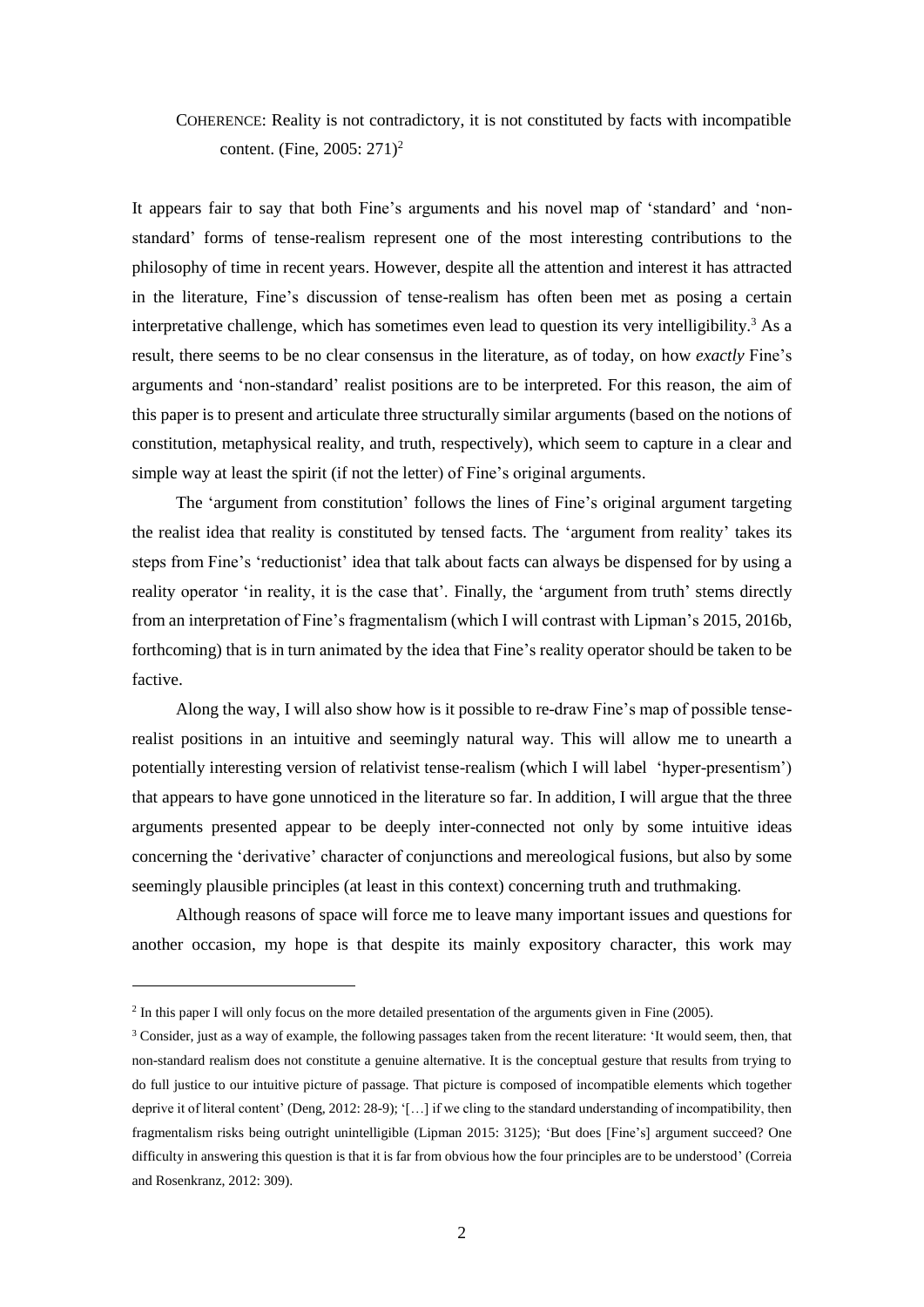COHERENCE: Reality is not contradictory, it is not constituted by facts with incompatible content. (Fine, 2005: 271)[2]

It appears fair to say that both Fine's arguments and his novel map of 'standard' and 'non-standard' forms of tense-realism represent one of the most interesting contributions to the philosophy of time in recent years. However, despite all the attention and interest it has attracted in the literature, Fine's discussion of tense-realism has often been met as posing a certain interpretative challenge, which has sometimes even lead to question its very intelligibility.[3] As a result, there seems to be no clear consensus in the literature, as of today, on how *exactly* Fine's arguments and 'non-standard' realist positions are to be interpreted. For this reason, the aim of this paper is to present and articulate three structurally similar arguments (based on the notions of constitution, metaphysical reality, and truth, respectively), which seem to capture in a clear and simple way at least the spirit (if not the letter) of Fine's original arguments.

The 'argument from constitution' follows the lines of Fine's original argument targeting the realist idea that reality is constituted by tensed facts. The 'argument from reality' takes its steps from Fine's 'reductionist' idea that talk about facts can always be dispensed for by using a reality operator 'in reality, it is the case that'. Finally, the 'argument from truth' stems directly from an interpretation of Fine's fragmentalism (which I will contrast with Lipman's 2015, 2016b, forthcoming) that is in turn animated by the idea that Fine's reality operator should be taken to be factive.

Along the way, I will also show how is it possible to re-draw Fine's map of possible tense-realist positions in an intuitive and seemingly natural way. This will allow me to unearth a potentially interesting version of relativist tense-realism (which I will label 'hyper-presentism') that appears to have gone unnoticed in the literature so far. In addition, I will argue that the three arguments presented appear to be deeply inter-connected not only by some intuitive ideas concerning the 'derivative' character of conjunctions and mereological fusions, but also by some seemingly plausible principles (at least in this context) concerning truth and truthmaking.

Although reasons of space will force me to leave many important issues and questions for another occasion, my hope is that despite its mainly expository character, this work may

---

[2] In this paper I will only focus on the more detailed presentation of the arguments given in Fine (2005).

[3] Consider, just as a way of example, the following passages taken from the recent literature: 'It would seem, then, that non-standard realism does not constitute a genuine alternative. It is the conceptual gesture that results from trying to do full justice to our intuitive picture of passage. That picture is composed of incompatible elements which together deprive it of literal content' (Deng, 2012: 28-9); '[…] if we cling to the standard understanding of incompatibility, then fragmentalism risks being outright unintelligible (Lipman 2015: 3125); 'But does [Fine's] argument succeed? One difficulty in answering this question is that it is far from obvious how the four principles are to be understood' (Correia and Rosenkranz, 2012: 309).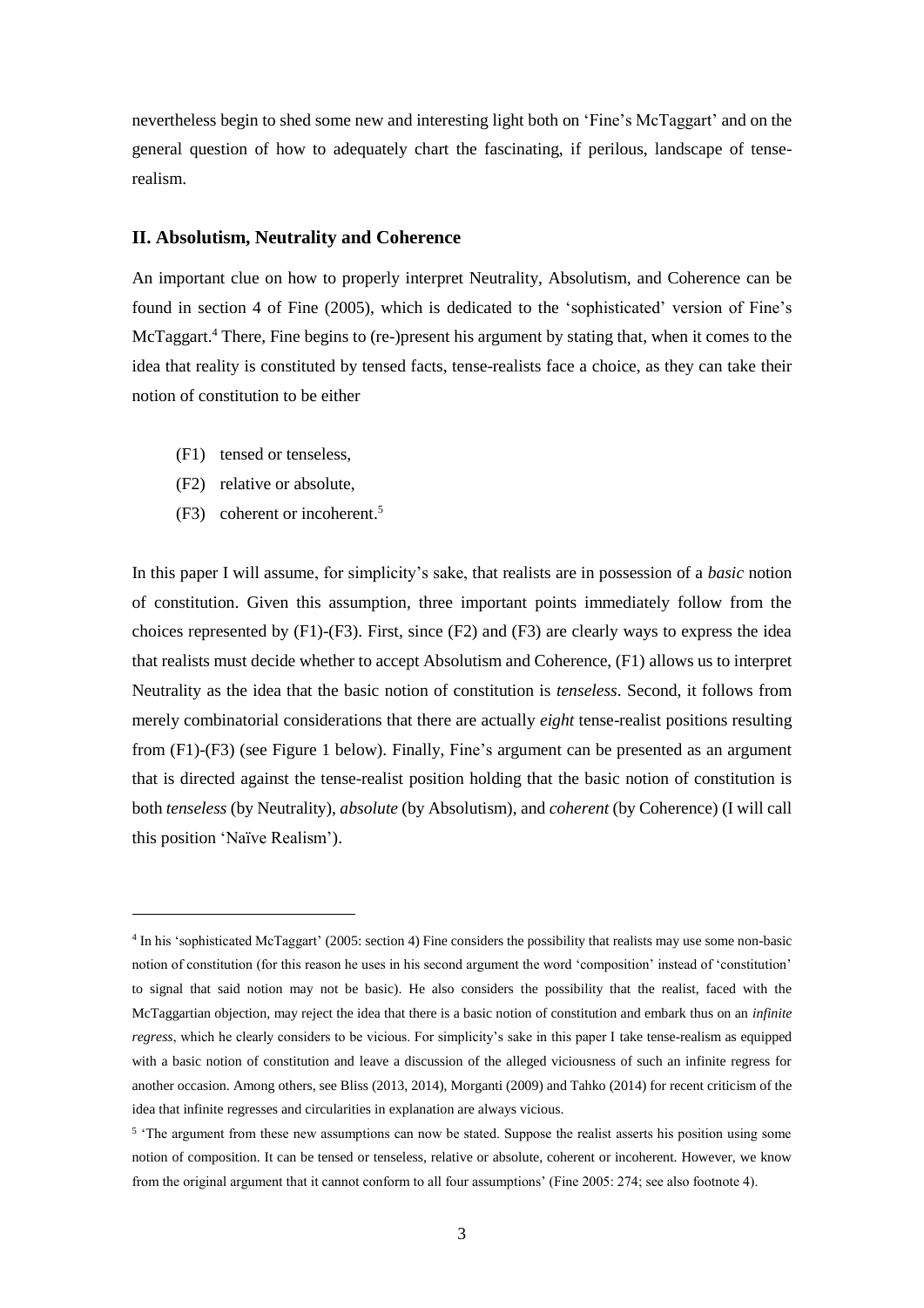nevertheless begin to shed some new and interesting light both on 'Fine's McTaggart' and on the general question of how to adequately chart the fascinating, if perilous, landscape of tense-realism.

## II. Absolutism, Neutrality and Coherence

An important clue on how to properly interpret Neutrality, Absolutism, and Coherence can be found in section 4 of Fine (2005), which is dedicated to the 'sophisticated' version of Fine's McTaggart.[4] There, Fine begins to (re-)present his argument by stating that, when it comes to the idea that reality is constituted by tensed facts, tense-realists face a choice, as they can take their notion of constitution to be either

- (F1) tensed or tenseless,
- (F2) relative or absolute,
- (F3) coherent or incoherent.[5]

In this paper I will assume, for simplicity's sake, that realists are in possession of a *basic* notion of constitution. Given this assumption, three important points immediately follow from the choices represented by (F1)-(F3). First, since (F2) and (F3) are clearly ways to express the idea that realists must decide whether to accept Absolutism and Coherence, (F1) allows us to interpret Neutrality as the idea that the basic notion of constitution is *tenseless*. Second, it follows from merely combinatorial considerations that there are actually *eight* tense-realist positions resulting from (F1)-(F3) (see Figure 1 below). Finally, Fine's argument can be presented as an argument that is directed against the tense-realist position holding that the basic notion of constitution is both *tenseless* (by Neutrality), *absolute* (by Absolutism), and *coherent* (by Coherence) (I will call this position 'Naïve Realism').

---

[4] In his 'sophisticated McTaggart' (2005: section 4) Fine considers the possibility that realists may use some non-basic notion of constitution (for this reason he uses in his second argument the word 'composition' instead of 'constitution' to signal that said notion may not be basic). He also considers the possibility that the realist, faced with the McTaggartian objection, may reject the idea that there is a basic notion of constitution and embark thus on an *infinite regress*, which he clearly considers to be vicious. For simplicity's sake in this paper I take tense-realism as equipped with a basic notion of constitution and leave a discussion of the alleged viciousness of such an infinite regress for another occasion. Among others, see Bliss (2013, 2014), Morganti (2009) and Tahko (2014) for recent criticism of the idea that infinite regresses and circularities in explanation are always vicious.

[5] 'The argument from these new assumptions can now be stated. Suppose the realist asserts his position using some notion of composition. It can be tensed or tenseless, relative or absolute, coherent or incoherent. However, we know from the original argument that it cannot conform to all four assumptions' (Fine 2005: 274; see also footnote 4).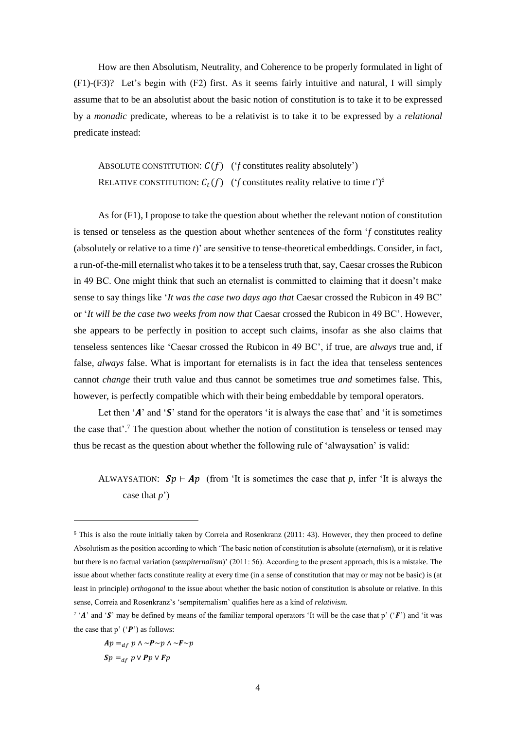How are then Absolutism, Neutrality, and Coherence to be properly formulated in light of (F1)-(F3)? Let's begin with (F2) first. As it seems fairly intuitive and natural, I will simply assume that to be an absolutist about the basic notion of constitution is to take it to be expressed by a *monadic* predicate, whereas to be a relativist is to take it to be expressed by a *relational* predicate instead:

> ABSOLUTE CONSTITUTION: $C(f)$ ('*f* constitutes reality absolutely')
>
> RELATIVE CONSTITUTION: $C_t(f)$ ('*f* constitutes reality relative to time *t*')[6]

As for (F1), I propose to take the question about whether the relevant notion of constitution is tensed or tenseless as the question about whether sentences of the form '*f* constitutes reality (absolutely or relative to a time *t*)' are sensitive to tense-theoretical embeddings. Consider, in fact, a run-of-the-mill eternalist who takes it to be a tenseless truth that, say, Caesar crosses the Rubicon in 49 BC. One might think that such an eternalist is committed to claiming that it doesn't make sense to say things like '*It was the case two days ago that* Caesar crossed the Rubicon in 49 BC' or '*It will be the case two weeks from now that* Caesar crossed the Rubicon in 49 BC'. However, she appears to be perfectly in position to accept such claims, insofar as she also claims that tenseless sentences like 'Caesar crossed the Rubicon in 49 BC', if true, are *always* true and, if false, *always* false. What is important for eternalists is in fact the idea that tenseless sentences cannot *change* their truth value and thus cannot be sometimes true *and* sometimes false. This, however, is perfectly compatible which with their being embeddable by temporal operators.

Let then '$\boldsymbol{A}$' and '$\boldsymbol{S}$' stand for the operators 'it is always the case that' and 'it is sometimes the case that'.[7] The question about whether the notion of constitution is tenseless or tensed may thus be recast as the question about whether the following rule of 'alwaysation' is valid:

> ALWAYSATION: $\boldsymbol{S}p \vdash \boldsymbol{A}p$ (from 'It is sometimes the case that *p*, infer 'It is always the case that *p*')

---

[6] This is also the route initially taken by Correia and Rosenkranz (2011: 43). However, they then proceed to define Absolutism as the position according to which 'The basic notion of constitution is absolute (*eternalism*), or it is relative but there is no factual variation (*sempiternalism*)' (2011: 56). According to the present approach, this is a mistake. The issue about whether facts constitute reality at every time (in a sense of constitution that may or may not be basic) is (at least in principle) *orthogonal* to the issue about whether the basic notion of constitution is absolute or relative. In this sense, Correia and Rosenkranz's 'sempiternalism' qualifies here as a kind of *relativism*.

[7] '$\boldsymbol{A}$' and '$\boldsymbol{S}$' may be defined by means of the familiar temporal operators 'It will be the case that p' ('$\boldsymbol{F}$') and 'it was the case that p' ('$\boldsymbol{P}$') as follows:

$$\boldsymbol{A}p =_{df} p \wedge {\sim}\boldsymbol{P}{\sim}p \wedge {\sim}\boldsymbol{F}{\sim}p$$

$$\boldsymbol{S}p =_{df} p \vee \boldsymbol{P}p \vee \boldsymbol{F}p$$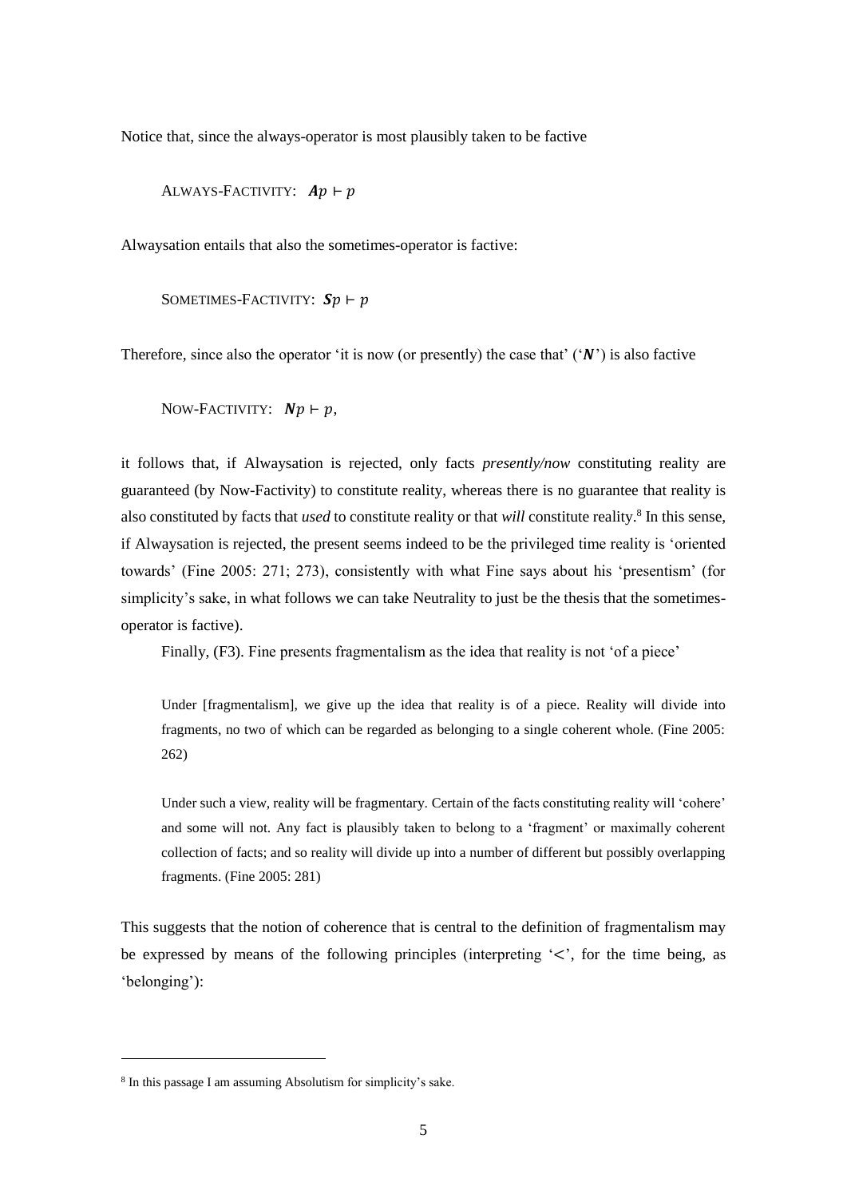Notice that, since the always-operator is most plausibly taken to be factive

ALWAYS-FACTIVITY: $\boldsymbol{A}p \vdash p$

Alwaysation entails that also the sometimes-operator is factive:

SOMETIMES-FACTIVITY: $\boldsymbol{S}p \vdash p$

Therefore, since also the operator 'it is now (or presently) the case that' ('$\boldsymbol{N}$') is also factive

NOW-FACTIVITY: $\boldsymbol{N}p \vdash p$,

it follows that, if Alwaysation is rejected, only facts *presently/now* constituting reality are guaranteed (by Now-Factivity) to constitute reality, whereas there is no guarantee that reality is also constituted by facts that *used* to constitute reality or that *will* constitute reality.[8] In this sense, if Alwaysation is rejected, the present seems indeed to be the privileged time reality is 'oriented towards' (Fine 2005: 271; 273), consistently with what Fine says about his 'presentism' (for simplicity's sake, in what follows we can take Neutrality to just be the thesis that the sometimes-operator is factive).

Finally, (F3). Fine presents fragmentalism as the idea that reality is not 'of a piece'

> Under [fragmentalism], we give up the idea that reality is of a piece. Reality will divide into fragments, no two of which can be regarded as belonging to a single coherent whole. (Fine 2005: 262)

> Under such a view, reality will be fragmentary. Certain of the facts constituting reality will 'cohere' and some will not. Any fact is plausibly taken to belong to a 'fragment' or maximally coherent collection of facts; and so reality will divide up into a number of different but possibly overlapping fragments. (Fine 2005: 281)

This suggests that the notion of coherence that is central to the definition of fragmentalism may be expressed by means of the following principles (interpreting '$<$', for the time being, as 'belonging'):

[8] In this passage I am assuming Absolutism for simplicity's sake.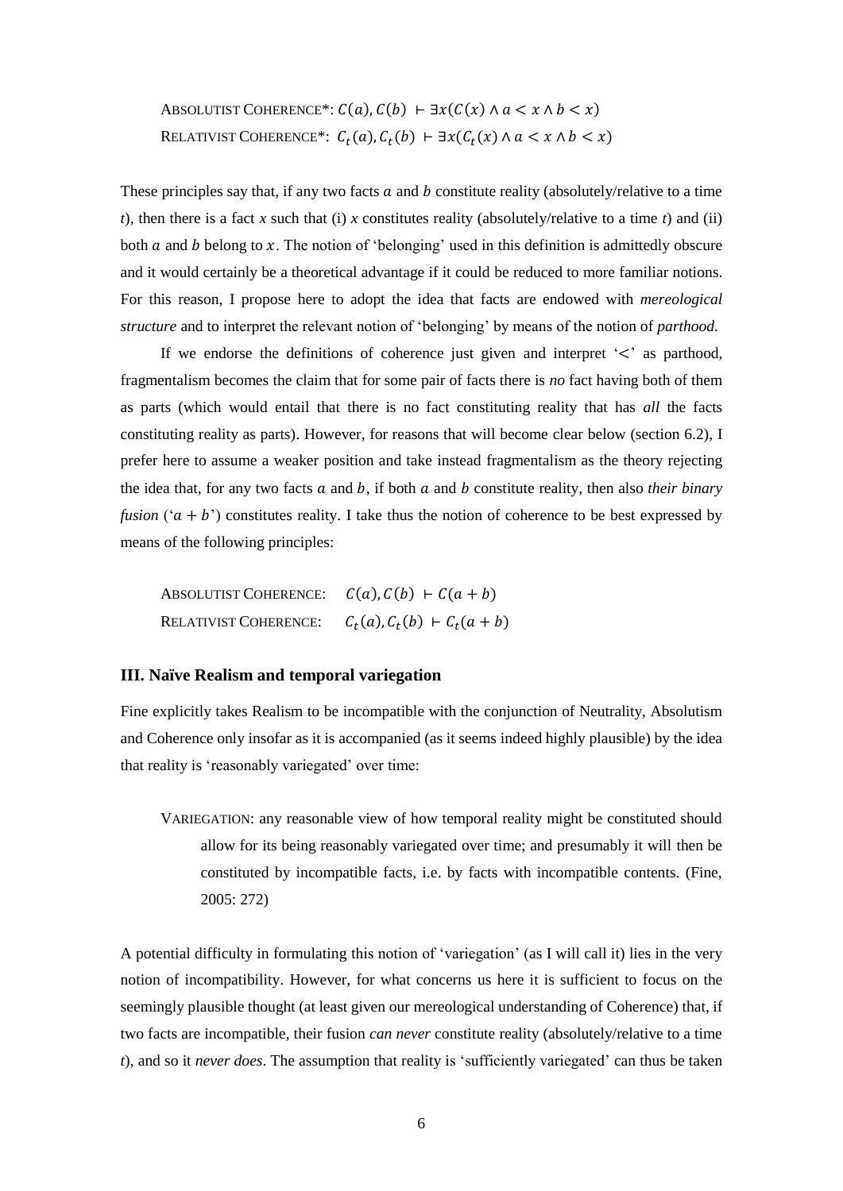ABSOLUTIST COHERENCE*: $C(a), C(b) \vdash \exists x(C(x) \wedge a < x \wedge b < x)$

RELATIVIST COHERENCE*: $C_t(a), C_t(b) \vdash \exists x(C_t(x) \wedge a < x \wedge b < x)$

These principles say that, if any two facts $a$ and $b$ constitute reality (absolutely/relative to a time $t$), then there is a fact $x$ such that (i) $x$ constitutes reality (absolutely/relative to a time $t$) and (ii) both $a$ and $b$ belong to $x$. The notion of 'belonging' used in this definition is admittedly obscure and it would certainly be a theoretical advantage if it could be reduced to more familiar notions. For this reason, I propose here to adopt the idea that facts are endowed with *mereological structure* and to interpret the relevant notion of 'belonging' by means of the notion of *parthood*.

If we endorse the definitions of coherence just given and interpret '$<$' as parthood, fragmentalism becomes the claim that for some pair of facts there is *no* fact having both of them as parts (which would entail that there is no fact constituting reality that has *all* the facts constituting reality as parts). However, for reasons that will become clear below (section 6.2), I prefer here to assume a weaker position and take instead fragmentalism as the theory rejecting the idea that, for any two facts $a$ and $b$, if both $a$ and $b$ constitute reality, then also *their binary fusion* ('$a + b$') constitutes reality. I take thus the notion of coherence to be best expressed by means of the following principles:

ABSOLUTIST COHERENCE: $C(a), C(b) \vdash C(a + b)$

RELATIVIST COHERENCE: $C_t(a), C_t(b) \vdash C_t(a + b)$

## III. Naïve Realism and temporal variegation

Fine explicitly takes Realism to be incompatible with the conjunction of Neutrality, Absolutism and Coherence only insofar as it is accompanied (as it seems indeed highly plausible) by the idea that reality is 'reasonably variegated' over time:

> VARIEGATION: any reasonable view of how temporal reality might be constituted should allow for its being reasonably variegated over time; and presumably it will then be constituted by incompatible facts, i.e. by facts with incompatible contents. (Fine, 2005: 272)

A potential difficulty in formulating this notion of 'variegation' (as I will call it) lies in the very notion of incompatibility. However, for what concerns us here it is sufficient to focus on the seemingly plausible thought (at least given our mereological understanding of Coherence) that, if two facts are incompatible, their fusion *can never* constitute reality (absolutely/relative to a time $t$), and so it *never does*. The assumption that reality is 'sufficiently variegated' can thus be taken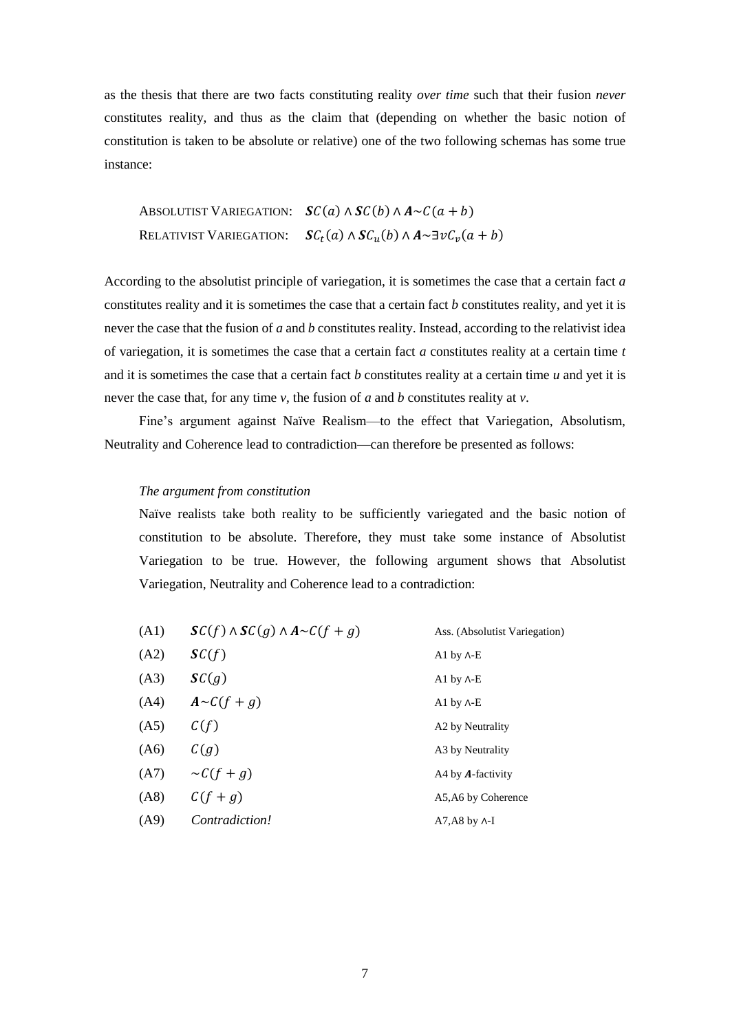as the thesis that there are two facts constituting reality *over time* such that their fusion *never* constitutes reality, and thus as the claim that (depending on whether the basic notion of constitution is taken to be absolute or relative) one of the two following schemas has some true instance:

ABSOLUTIST VARIEGATION: $\boldsymbol{S}C(a) \wedge \boldsymbol{S}C(b) \wedge \boldsymbol{A}{\sim}C(a+b)$

RELATIVIST VARIEGATION: $\boldsymbol{S}C_t(a) \wedge \boldsymbol{S}C_u(b) \wedge \boldsymbol{A}{\sim}\exists v C_v(a+b)$

According to the absolutist principle of variegation, it is sometimes the case that a certain fact *a* constitutes reality and it is sometimes the case that a certain fact *b* constitutes reality, and yet it is never the case that the fusion of *a* and *b* constitutes reality. Instead, according to the relativist idea of variegation, it is sometimes the case that a certain fact *a* constitutes reality at a certain time *t* and it is sometimes the case that a certain fact *b* constitutes reality at a certain time *u* and yet it is never the case that, for any time *v*, the fusion of *a* and *b* constitutes reality at *v*.

Fine's argument against Naïve Realism—to the effect that Variegation, Absolutism, Neutrality and Coherence lead to contradiction—can therefore be presented as follows:

*The argument from constitution*

Naïve realists take both reality to be sufficiently variegated and the basic notion of constitution to be absolute. Therefore, they must take some instance of Absolutist Variegation to be true. However, the following argument shows that Absolutist Variegation, Neutrality and Coherence lead to a contradiction:

| | | |
|---|---|---|
| (A1) | $\boldsymbol{S}C(f) \wedge \boldsymbol{S}C(g) \wedge \boldsymbol{A}{\sim}C(f+g)$ | Ass. (Absolutist Variegation) |
| (A2) | $\boldsymbol{S}C(f)$ | A1 by ∧-E |
| (A3) | $\boldsymbol{S}C(g)$ | A1 by ∧-E |
| (A4) | $\boldsymbol{A}{\sim}C(f+g)$ | A1 by ∧-E |
| (A5) | $C(f)$ | A2 by Neutrality |
| (A6) | $C(g)$ | A3 by Neutrality |
| (A7) | ${\sim}C(f+g)$ | A4 by ***A***-factivity |
| (A8) | $C(f+g)$ | A5,A6 by Coherence |
| (A9) | *Contradiction!* | A7,A8 by ∧-I |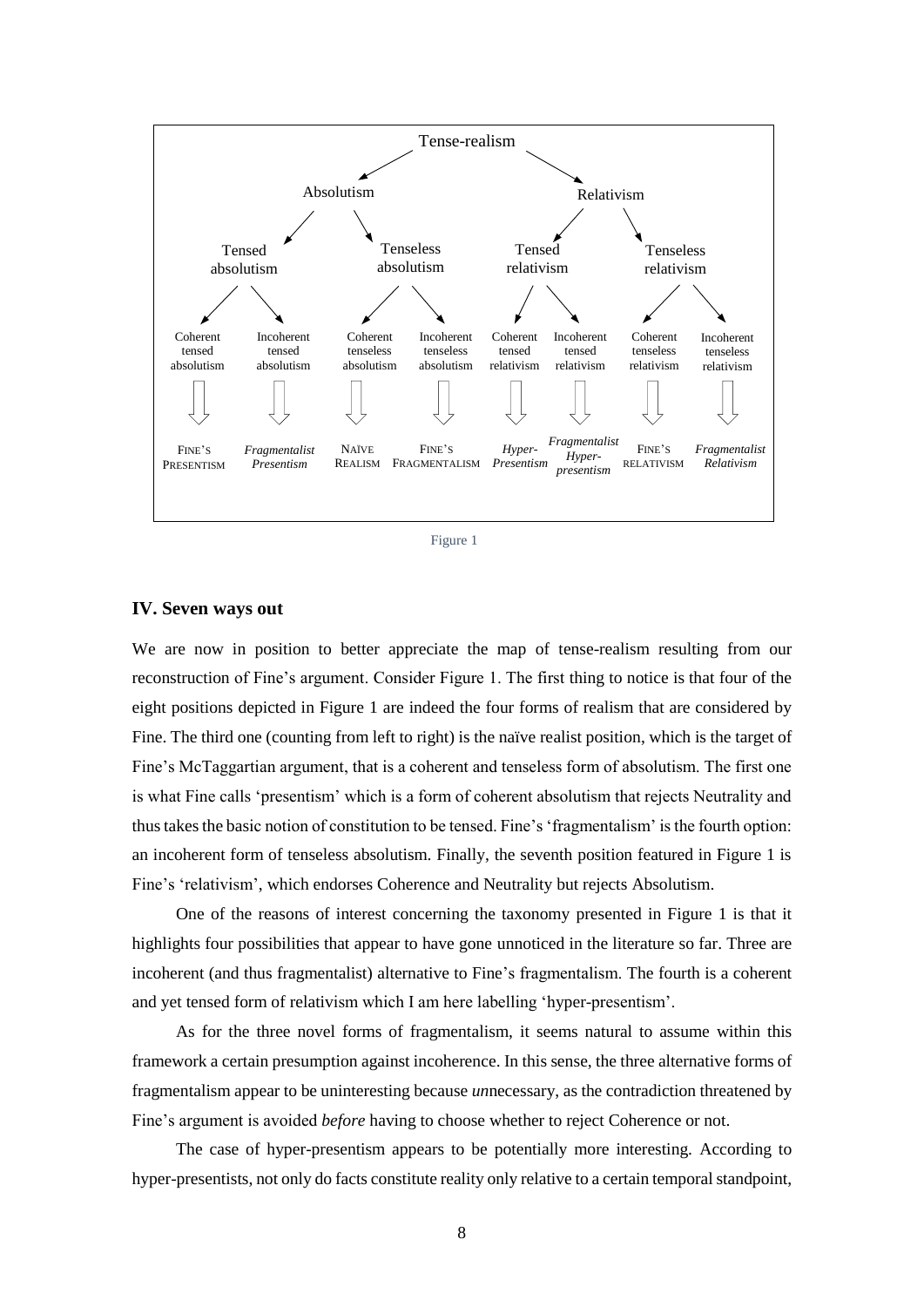- Tense-realism
  - Absolutism
    - Tensed absolutism
      - Coherent tensed absolutism ⇩ FINE'S PRESENTISM
      - Incoherent tensed absolutism ⇩ *Fragmentalist Presentism*
    - Tenseless absolutism
      - Coherent tenseless absolutism ⇩ NAÏVE REALISM
      - Incoherent tenseless absolutism ⇩ FINE'S FRAGMENTALISM
  - Relativism
    - Tensed relativism
      - Coherent tensed relativism ⇩ *Hyper-Presentism*
      - Incoherent tensed relativism ⇩ *Fragmentalist Hyper-presentism*
    - Tenseless relativism
      - Coherent tenseless relativism ⇩ FINE'S RELATIVISM
      - Incoherent tenseless relativism ⇩ *Fragmentalist Relativism*

Figure 1

## IV. Seven ways out

We are now in position to better appreciate the map of tense-realism resulting from our reconstruction of Fine's argument. Consider Figure 1. The first thing to notice is that four of the eight positions depicted in Figure 1 are indeed the four forms of realism that are considered by Fine. The third one (counting from left to right) is the naïve realist position, which is the target of Fine's McTaggartian argument, that is a coherent and tenseless form of absolutism. The first one is what Fine calls 'presentism' which is a form of coherent absolutism that rejects Neutrality and thus takes the basic notion of constitution to be tensed. Fine's 'fragmentalism' is the fourth option: an incoherent form of tenseless absolutism. Finally, the seventh position featured in Figure 1 is Fine's 'relativism', which endorses Coherence and Neutrality but rejects Absolutism.

One of the reasons of interest concerning the taxonomy presented in Figure 1 is that it highlights four possibilities that appear to have gone unnoticed in the literature so far. Three are incoherent (and thus fragmentalist) alternative to Fine's fragmentalism. The fourth is a coherent and yet tensed form of relativism which I am here labelling 'hyper-presentism'.

As for the three novel forms of fragmentalism, it seems natural to assume within this framework a certain presumption against incoherence. In this sense, the three alternative forms of fragmentalism appear to be uninteresting because *un*necessary, as the contradiction threatened by Fine's argument is avoided *before* having to choose whether to reject Coherence or not.

The case of hyper-presentism appears to be potentially more interesting. According to hyper-presentists, not only do facts constitute reality only relative to a certain temporal standpoint,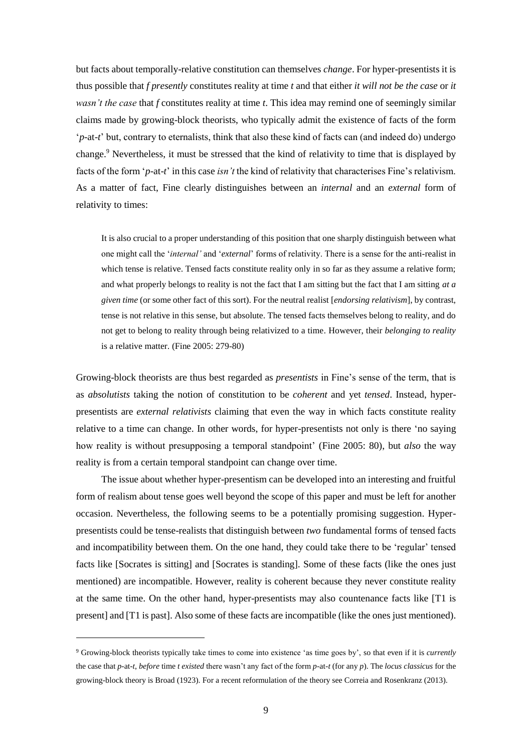but facts about temporally-relative constitution can themselves *change*. For hyper-presentists it is thus possible that *f presently* constitutes reality at time *t* and that either *it will not be the case* or *it wasn't the case* that *f* constitutes reality at time *t*. This idea may remind one of seemingly similar claims made by growing-block theorists, who typically admit the existence of facts of the form '*p*-at-*t*' but, contrary to eternalists, think that also these kind of facts can (and indeed do) undergo change.[9] Nevertheless, it must be stressed that the kind of relativity to time that is displayed by facts of the form '*p*-at-*t*' in this case *isn't* the kind of relativity that characterises Fine's relativism. As a matter of fact, Fine clearly distinguishes between an *internal* and an *external* form of relativity to times:

> It is also crucial to a proper understanding of this position that one sharply distinguish between what one might call the '*internal'* and '*external*' forms of relativity. There is a sense for the anti-realist in which tense is relative. Tensed facts constitute reality only in so far as they assume a relative form; and what properly belongs to reality is not the fact that I am sitting but the fact that I am sitting *at a given time* (or some other fact of this sort). For the neutral realist [*endorsing relativism*], by contrast, tense is not relative in this sense, but absolute. The tensed facts themselves belong to reality, and do not get to belong to reality through being relativized to a time. However, their *belonging to reality* is a relative matter. (Fine 2005: 279-80)

Growing-block theorists are thus best regarded as *presentists* in Fine's sense of the term, that is as *absolutists* taking the notion of constitution to be *coherent* and yet *tensed*. Instead, hyper-presentists are *external relativists* claiming that even the way in which facts constitute reality relative to a time can change. In other words, for hyper-presentists not only is there 'no saying how reality is without presupposing a temporal standpoint' (Fine 2005: 80), but *also* the way reality is from a certain temporal standpoint can change over time.

The issue about whether hyper-presentism can be developed into an interesting and fruitful form of realism about tense goes well beyond the scope of this paper and must be left for another occasion. Nevertheless, the following seems to be a potentially promising suggestion. Hyper-presentists could be tense-realists that distinguish between *two* fundamental forms of tensed facts and incompatibility between them. On the one hand, they could take there to be 'regular' tensed facts like [Socrates is sitting] and [Socrates is standing]. Some of these facts (like the ones just mentioned) are incompatible. However, reality is coherent because they never constitute reality at the same time. On the other hand, hyper-presentists may also countenance facts like [T1 is present] and [T1 is past]. Also some of these facts are incompatible (like the ones just mentioned).

---

[9] Growing-block theorists typically take times to come into existence 'as time goes by', so that even if it is *currently* the case that *p*-at-*t*, *before* time *t existed* there wasn't any fact of the form *p*-at-*t* (for any *p*). The *locus classicus* for the growing-block theory is Broad (1923). For a recent reformulation of the theory see Correia and Rosenkranz (2013).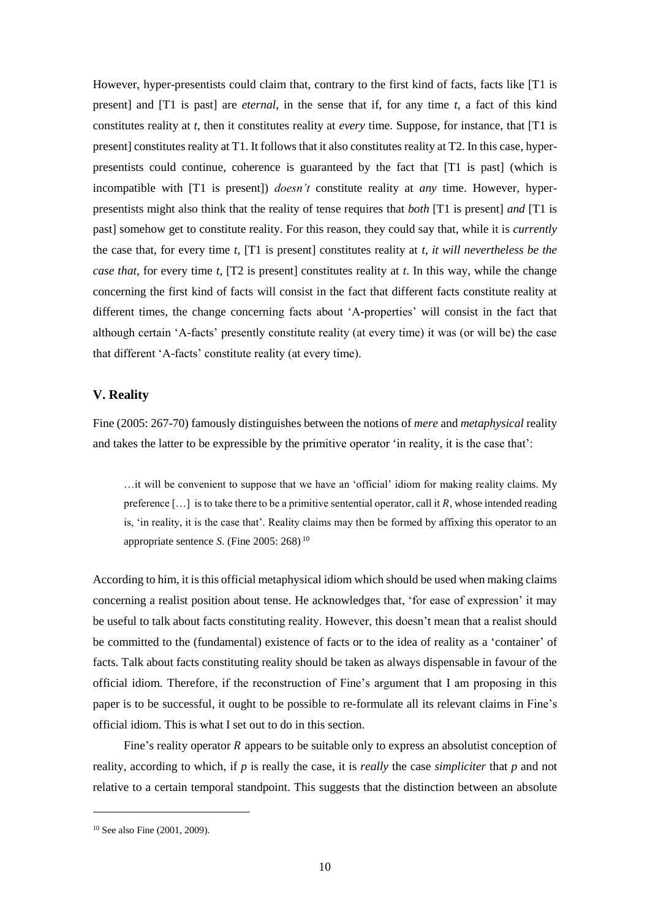However, hyper-presentists could claim that, contrary to the first kind of facts, facts like [T1 is present] and [T1 is past] are *eternal*, in the sense that if, for any time *t*, a fact of this kind constitutes reality at *t*, then it constitutes reality at *every* time. Suppose, for instance, that [T1 is present] constitutes reality at T1. It follows that it also constitutes reality at T2. In this case, hyper-presentists could continue, coherence is guaranteed by the fact that [T1 is past] (which is incompatible with [T1 is present]) *doesn't* constitute reality at *any* time. However, hyper-presentists might also think that the reality of tense requires that *both* [T1 is present] *and* [T1 is past] somehow get to constitute reality. For this reason, they could say that, while it is *currently* the case that, for every time *t*, [T1 is present] constitutes reality at *t*, *it will nevertheless be the case that*, for every time *t*, [T2 is present] constitutes reality at *t*. In this way, while the change concerning the first kind of facts will consist in the fact that different facts constitute reality at different times, the change concerning facts about 'A-properties' will consist in the fact that although certain 'A-facts' presently constitute reality (at every time) it was (or will be) the case that different 'A-facts' constitute reality (at every time).

## V. Reality

Fine (2005: 267-70) famously distinguishes between the notions of *mere* and *metaphysical* reality and takes the latter to be expressible by the primitive operator 'in reality, it is the case that':

> …it will be convenient to suppose that we have an 'official' idiom for making reality claims. My preference […] is to take there to be a primitive sentential operator, call it *R*, whose intended reading is, 'in reality, it is the case that'. Reality claims may then be formed by affixing this operator to an appropriate sentence *S*. (Fine 2005: 268) [10]

According to him, it is this official metaphysical idiom which should be used when making claims concerning a realist position about tense. He acknowledges that, 'for ease of expression' it may be useful to talk about facts constituting reality. However, this doesn't mean that a realist should be committed to the (fundamental) existence of facts or to the idea of reality as a 'container' of facts. Talk about facts constituting reality should be taken as always dispensable in favour of the official idiom. Therefore, if the reconstruction of Fine's argument that I am proposing in this paper is to be successful, it ought to be possible to re-formulate all its relevant claims in Fine's official idiom. This is what I set out to do in this section.

Fine's reality operator *R* appears to be suitable only to express an absolutist conception of reality, according to which, if *p* is really the case, it is *really* the case *simpliciter* that *p* and not relative to a certain temporal standpoint. This suggests that the distinction between an absolute

[10] See also Fine (2001, 2009).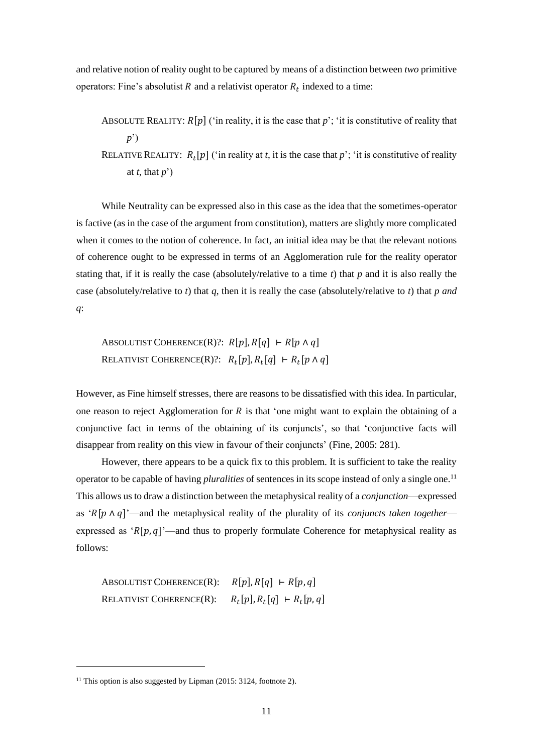and relative notion of reality ought to be captured by means of a distinction between *two* primitive operators: Fine's absolutist $R$ and a relativist operator $R_t$ indexed to a time:

ABSOLUTE REALITY: $R[p]$ ('in reality, it is the case that *p*'; 'it is constitutive of reality that *p*')

RELATIVE REALITY: $R_t[p]$ ('in reality at *t*, it is the case that *p*'; 'it is constitutive of reality at *t*, that *p*')

While Neutrality can be expressed also in this case as the idea that the sometimes-operator is factive (as in the case of the argument from constitution), matters are slightly more complicated when it comes to the notion of coherence. In fact, an initial idea may be that the relevant notions of coherence ought to be expressed in terms of an Agglomeration rule for the reality operator stating that, if it is really the case (absolutely/relative to a time *t*) that *p* and it is also really the case (absolutely/relative to *t*) that *q*, then it is really the case (absolutely/relative to *t*) that *p and q*:

ABSOLUTIST COHERENCE(R)?: $R[p], R[q] \vdash R[p \wedge q]$

RELATIVIST COHERENCE(R)?: $R_t[p], R_t[q] \vdash R_t[p \wedge q]$

However, as Fine himself stresses, there are reasons to be dissatisfied with this idea. In particular, one reason to reject Agglomeration for $R$ is that 'one might want to explain the obtaining of a conjunctive fact in terms of the obtaining of its conjuncts', so that 'conjunctive facts will disappear from reality on this view in favour of their conjuncts' (Fine, 2005: 281).

However, there appears to be a quick fix to this problem. It is sufficient to take the reality operator to be capable of having *pluralities* of sentences in its scope instead of only a single one.[11] This allows us to draw a distinction between the metaphysical reality of a *conjunction*—expressed as '$R[p \wedge q]$'—and the metaphysical reality of the plurality of its *conjuncts taken together*—expressed as '$R[p, q]$'—and thus to properly formulate Coherence for metaphysical reality as follows:

ABSOLUTIST COHERENCE(R): $R[p], R[q] \vdash R[p, q]$

RELATIVIST COHERENCE(R): $R_t[p], R_t[q] \vdash R_t[p, q]$

[11] This option is also suggested by Lipman (2015: 3124, footnote 2).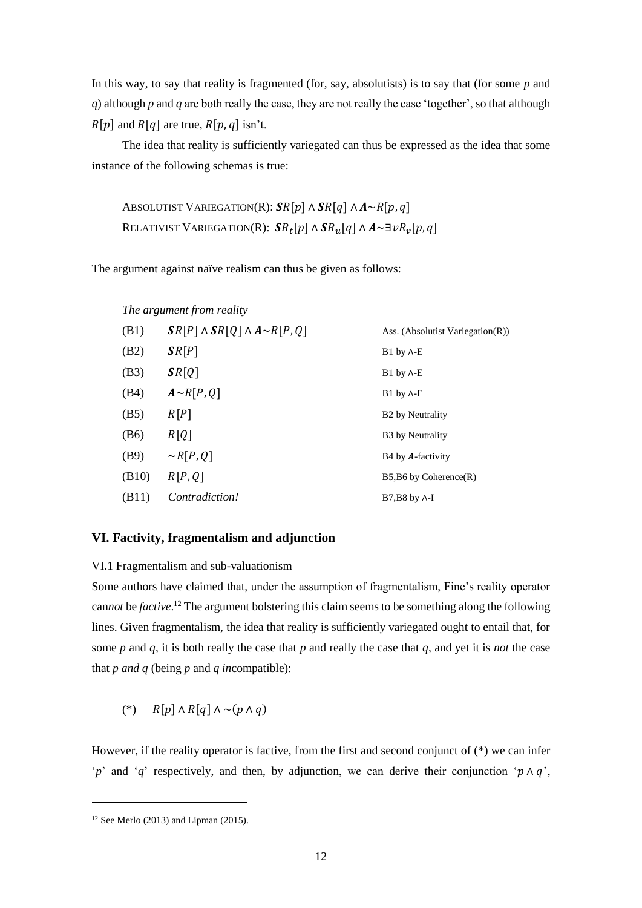In this way, to say that reality is fragmented (for, say, absolutists) is to say that (for some $p$ and $q$) although $p$ and $q$ are both really the case, they are not really the case 'together', so that although $R[p]$ and $R[q]$ are true, $R[p, q]$ isn't.

The idea that reality is sufficiently variegated can thus be expressed as the idea that some instance of the following schemas is true:

ABSOLUTIST VARIEGATION(R): $\boldsymbol{S}R[p] \wedge \boldsymbol{S}R[q] \wedge \boldsymbol{A}{\sim}R[p, q]$
RELATIVIST VARIEGATION(R): $\boldsymbol{S}R_t[p] \wedge \boldsymbol{S}R_u[q] \wedge \boldsymbol{A}{\sim}\exists v R_v[p, q]$

The argument against naïve realism can thus be given as follows:

*The argument from reality*

| | | |
|---|---|---|
| (B1) | $\boldsymbol{S}R[P] \wedge \boldsymbol{S}R[Q] \wedge \boldsymbol{A}{\sim}R[P, Q]$ | Ass. (Absolutist Variegation(R)) |
| (B2) | $\boldsymbol{S}R[P]$ | B1 by ∧-E |
| (B3) | $\boldsymbol{S}R[Q]$ | B1 by ∧-E |
| (B4) | $\boldsymbol{A}{\sim}R[P, Q]$ | B1 by ∧-E |
| (B5) | $R[P]$ | B2 by Neutrality |
| (B6) | $R[Q]$ | B3 by Neutrality |
| (B9) | ${\sim}R[P, Q]$ | B4 by $\boldsymbol{A}$-factivity |
| (B10) | $R[P, Q]$ | B5,B6 by Coherence(R) |
| (B11) | *Contradiction!* | B7,B8 by ∧-I |

## VI. Factivity, fragmentalism and adjunction

VI.1 Fragmentalism and sub-valuationism

Some authors have claimed that, under the assumption of fragmentalism, Fine's reality operator can*not* be *factive*.[12] The argument bolstering this claim seems to be something along the following lines. Given fragmentalism, the idea that reality is sufficiently variegated ought to entail that, for some $p$ and $q$, it is both really the case that $p$ and really the case that $q$, and yet it is *not* the case that *p and q* (being $p$ and $q$ *in*compatible):

(*) $\quad R[p] \wedge R[q] \wedge {\sim}(p \wedge q)$

However, if the reality operator is factive, from the first and second conjunct of (*) we can infer '$p$' and '$q$' respectively, and then, by adjunction, we can derive their conjunction '$p \wedge q$',

[12] See Merlo (2013) and Lipman (2015).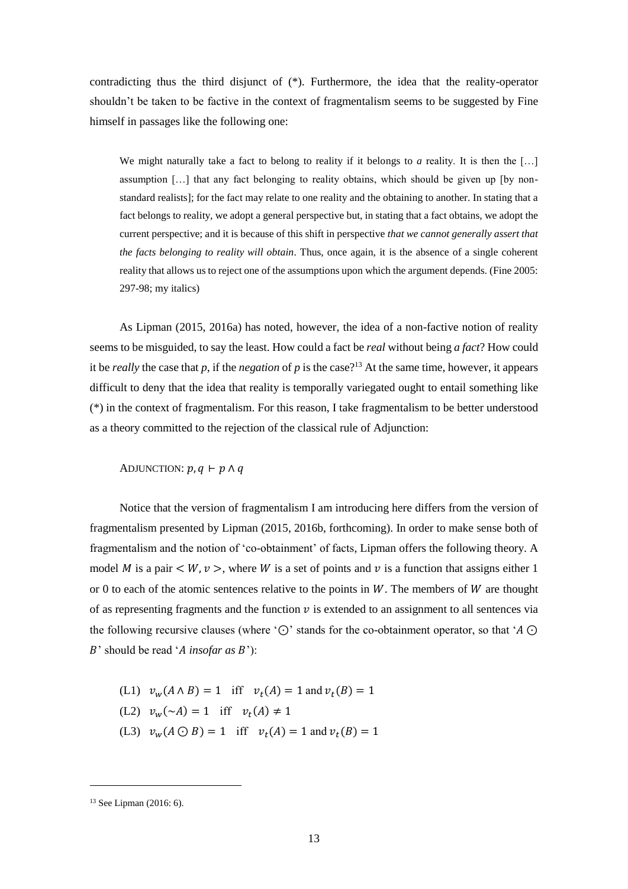contradicting thus the third disjunct of (*). Furthermore, the idea that the reality-operator shouldn't be taken to be factive in the context of fragmentalism seems to be suggested by Fine himself in passages like the following one:

> We might naturally take a fact to belong to reality if it belongs to *a* reality. It is then the […] assumption […] that any fact belonging to reality obtains, which should be given up [by non-standard realists]; for the fact may relate to one reality and the obtaining to another. In stating that a fact belongs to reality, we adopt a general perspective but, in stating that a fact obtains, we adopt the current perspective; and it is because of this shift in perspective *that we cannot generally assert that the facts belonging to reality will obtain*. Thus, once again, it is the absence of a single coherent reality that allows us to reject one of the assumptions upon which the argument depends. (Fine 2005: 297-98; my italics)

As Lipman (2015, 2016a) has noted, however, the idea of a non-factive notion of reality seems to be misguided, to say the least. How could a fact be *real* without being *a fact*? How could it be *really* the case that *p*, if the *negation* of *p* is the case?[13] At the same time, however, it appears difficult to deny that the idea that reality is temporally variegated ought to entail something like (*) in the context of fragmentalism. For this reason, I take fragmentalism to be better understood as a theory committed to the rejection of the classical rule of Adjunction:

ADJUNCTION: $p, q \vdash p \wedge q$

Notice that the version of fragmentalism I am introducing here differs from the version of fragmentalism presented by Lipman (2015, 2016b, forthcoming). In order to make sense both of fragmentalism and the notion of 'co-obtainment' of facts, Lipman offers the following theory. A model $M$ is a pair $< W, v >$, where $W$ is a set of points and $v$ is a function that assigns either 1 or 0 to each of the atomic sentences relative to the points in $W$. The members of $W$ are thought of as representing fragments and the function $v$ is extended to an assignment to all sentences via the following recursive clauses (where '$\odot$' stands for the co-obtainment operator, so that '$A \odot B$' should be read '*A insofar as B*'):

(L1) $v_w(A \wedge B) = 1 \quad \text{iff} \quad v_t(A) = 1 \text{ and } v_t(B) = 1$

(L2) $v_w(\sim A) = 1 \quad \text{iff} \quad v_t(A) \neq 1$

(L3) $v_w(A \odot B) = 1 \quad \text{iff} \quad v_t(A) = 1 \text{ and } v_t(B) = 1$

[13] See Lipman (2016: 6).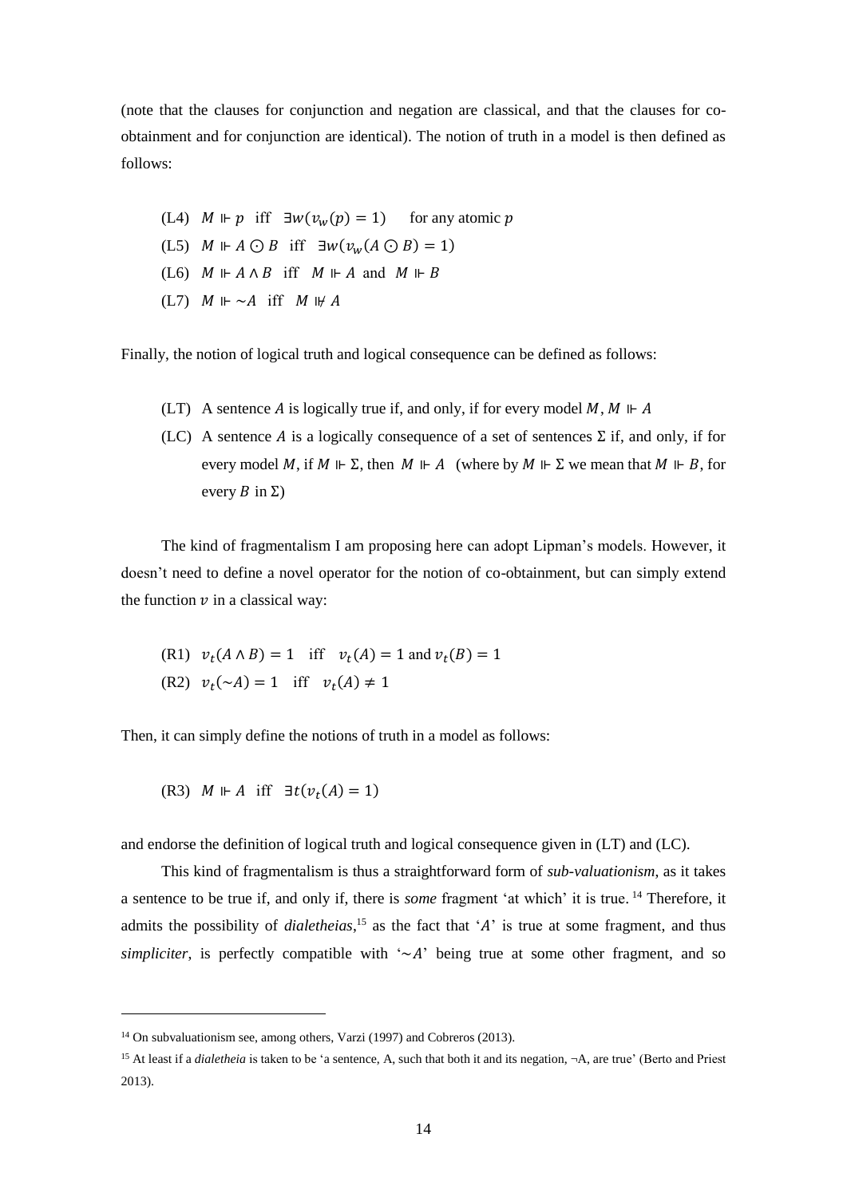(note that the clauses for conjunction and negation are classical, and that the clauses for co-obtainment and for conjunction are identical). The notion of truth in a model is then defined as follows:

(L4) $M \Vdash p$ iff $\exists w(v_w(p) = 1)$ for any atomic $p$

(L5) $M \Vdash A \odot B$ iff $\exists w(v_w(A \odot B) = 1)$

(L6) $M \Vdash A \wedge B$ iff $M \Vdash A$ and $M \Vdash B$

(L7) $M \Vdash {\sim}A$ iff $M \nVdash A$

Finally, the notion of logical truth and logical consequence can be defined as follows:

(LT) A sentence $A$ is logically true if, and only, if for every model $M$, $M \Vdash A$

(LC) A sentence $A$ is a logically consequence of a set of sentences $\Sigma$ if, and only, if for every model $M$, if $M \Vdash \Sigma$, then $M \Vdash A$ (where by $M \Vdash \Sigma$ we mean that $M \Vdash B$, for every $B$ in $\Sigma$)

The kind of fragmentalism I am proposing here can adopt Lipman's models. However, it doesn't need to define a novel operator for the notion of co-obtainment, but can simply extend the function $v$ in a classical way:

(R1) $v_t(A \wedge B) = 1$ iff $v_t(A) = 1$ and $v_t(B) = 1$

(R2) $v_t({\sim}A) = 1$ iff $v_t(A) \neq 1$

Then, it can simply define the notions of truth in a model as follows:

(R3) $M \Vdash A$ iff $\exists t(v_t(A) = 1)$

and endorse the definition of logical truth and logical consequence given in (LT) and (LC).

This kind of fragmentalism is thus a straightforward form of *sub-valuationism*, as it takes a sentence to be true if, and only if, there is *some* fragment 'at which' it is true.[14] Therefore, it admits the possibility of *dialetheias*,[15] as the fact that '$A$' is true at some fragment, and thus *simpliciter*, is perfectly compatible with '${\sim}A$' being true at some other fragment, and so

[14] On subvaluationism see, among others, Varzi (1997) and Cobreros (2013).

[15] At least if a *dialetheia* is taken to be 'a sentence, A, such that both it and its negation, ¬A, are true' (Berto and Priest 2013).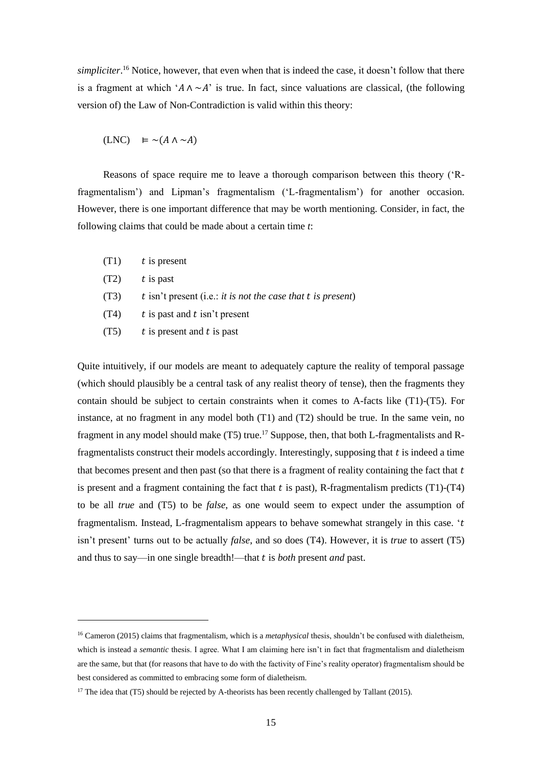*simpliciter*.[16] Notice, however, that even when that is indeed the case, it doesn't follow that there is a fragment at which '$A \wedge \sim A$' is true. In fact, since valuations are classical, (the following version of) the Law of Non-Contradiction is valid within this theory:

(LNC) $\vDash \sim(A \wedge \sim A)$

Reasons of space require me to leave a thorough comparison between this theory ('R-fragmentalism') and Lipman's fragmentalism ('L-fragmentalism') for another occasion. However, there is one important difference that may be worth mentioning. Consider, in fact, the following claims that could be made about a certain time *t*:

(T1) $t$ is present

(T2) $t$ is past

(T3) $t$ isn't present (i.e.: *it is not the case that* $t$ *is present*)

(T4) $t$ is past and $t$ isn't present

(T5) $t$ is present and $t$ is past

Quite intuitively, if our models are meant to adequately capture the reality of temporal passage (which should plausibly be a central task of any realist theory of tense), then the fragments they contain should be subject to certain constraints when it comes to A-facts like (T1)-(T5). For instance, at no fragment in any model both (T1) and (T2) should be true. In the same vein, no fragment in any model should make (T5) true.[17] Suppose, then, that both L-fragmentalists and R-fragmentalists construct their models accordingly. Interestingly, supposing that $t$ is indeed a time that becomes present and then past (so that there is a fragment of reality containing the fact that $t$ is present and a fragment containing the fact that $t$ is past), R-fragmentalism predicts (T1)-(T4) to be all *true* and (T5) to be *false*, as one would seem to expect under the assumption of fragmentalism. Instead, L-fragmentalism appears to behave somewhat strangely in this case. '$t$ isn't present' turns out to be actually *false*, and so does (T4). However, it is *true* to assert (T5) and thus to say—in one single breadth!—that $t$ is *both* present *and* past.

[16] Cameron (2015) claims that fragmentalism, which is a *metaphysical* thesis, shouldn't be confused with dialetheism, which is instead a *semantic* thesis. I agree. What I am claiming here isn't in fact that fragmentalism and dialetheism are the same, but that (for reasons that have to do with the factivity of Fine's reality operator) fragmentalism should be best considered as committed to embracing some form of dialetheism.

[17] The idea that (T5) should be rejected by A-theorists has been recently challenged by Tallant (2015).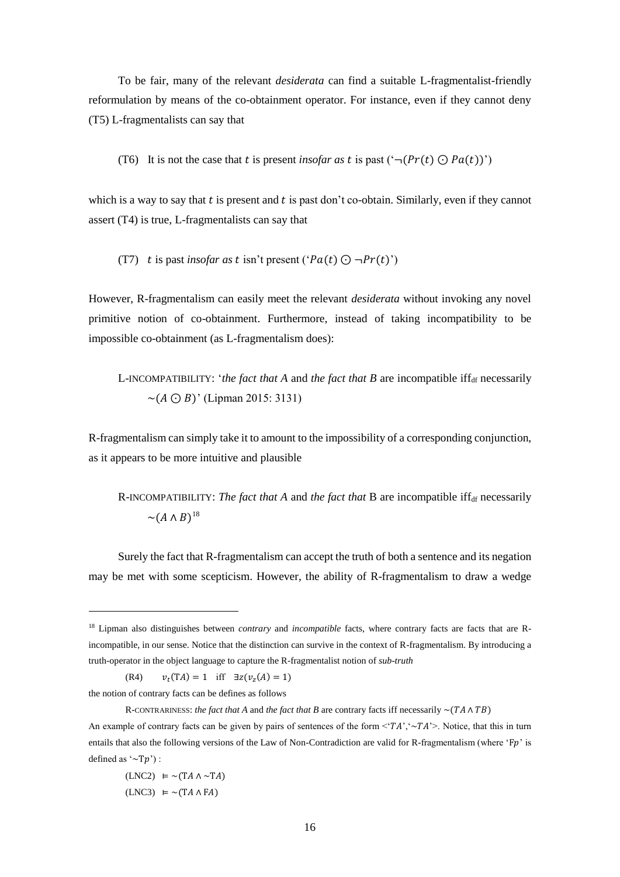To be fair, many of the relevant *desiderata* can find a suitable L-fragmentalist-friendly reformulation by means of the co-obtainment operator. For instance, even if they cannot deny (T5) L-fragmentalists can say that

(T6) It is not the case that $t$ is present *insofar as* $t$ is past ('$\neg(Pr(t) \odot Pa(t))$')

which is a way to say that $t$ is present and $t$ is past don't co-obtain. Similarly, even if they cannot assert (T4) is true, L-fragmentalists can say that

(T7) $t$ is past *insofar as* $t$ isn't present ('$Pa(t) \odot \neg Pr(t)$')

However, R-fragmentalism can easily meet the relevant *desiderata* without invoking any novel primitive notion of co-obtainment. Furthermore, instead of taking incompatibility to be impossible co-obtainment (as L-fragmentalism does):

L-INCOMPATIBILITY: '*the fact that A* and *the fact that B* are incompatible iff$_{\text{df}}$ necessarily $\sim(A \odot B)$' (Lipman 2015: 3131)

R-fragmentalism can simply take it to amount to the impossibility of a corresponding conjunction, as it appears to be more intuitive and plausible

R-INCOMPATIBILITY: *The fact that A* and *the fact that* B are incompatible iff$_{\text{df}}$ necessarily $\sim(A \wedge B)$[18]

Surely the fact that R-fragmentalism can accept the truth of both a sentence and its negation may be met with some scepticism. However, the ability of R-fragmentalism to draw a wedge

---

[18] Lipman also distinguishes between *contrary* and *incompatible* facts, where contrary facts are facts that are R-incompatible, in our sense. Notice that the distinction can survive in the context of R-fragmentalism. By introducing a truth-operator in the object language to capture the R-fragmentalist notion of *sub-truth*

(R4) $v_t(\mathrm{T}A) = 1$ iff $\exists z(v_z(A) = 1)$

the notion of contrary facts can be defines as follows

R-CONTRARINESS: *the fact that A* and *the fact that B* are contrary facts iff necessarily $\sim(TA \wedge TB)$

An example of contrary facts can be given by pairs of sentences of the form <'$TA$','$\sim TA$'>. Notice, that this in turn entails that also the following versions of the Law of Non-Contradiction are valid for R-fragmentalism (where '$\mathrm{F}p$' is defined as '$\sim\mathrm{T}p$') :

(LNC2) $\vDash \sim(\mathrm{T}A \wedge \sim\mathrm{T}A)$

(LNC3) $\vDash \sim(\mathrm{T}A \wedge \mathrm{F}A)$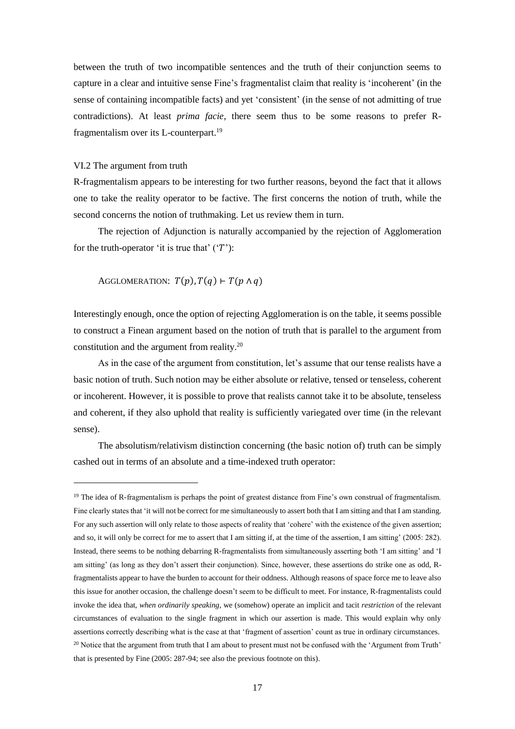between the truth of two incompatible sentences and the truth of their conjunction seems to capture in a clear and intuitive sense Fine's fragmentalist claim that reality is 'incoherent' (in the sense of containing incompatible facts) and yet 'consistent' (in the sense of not admitting of true contradictions). At least *prima facie*, there seem thus to be some reasons to prefer R-fragmentalism over its L-counterpart.[19]

### VI.2 The argument from truth

R-fragmentalism appears to be interesting for two further reasons, beyond the fact that it allows one to take the reality operator to be factive. The first concerns the notion of truth, while the second concerns the notion of truthmaking. Let us review them in turn.

The rejection of Adjunction is naturally accompanied by the rejection of Agglomeration for the truth-operator 'it is true that' ('$T$'):

AGGLOMERATION: $T(p), T(q) \vdash T(p \wedge q)$

Interestingly enough, once the option of rejecting Agglomeration is on the table, it seems possible to construct a Finean argument based on the notion of truth that is parallel to the argument from constitution and the argument from reality.[20]

As in the case of the argument from constitution, let's assume that our tense realists have a basic notion of truth. Such notion may be either absolute or relative, tensed or tenseless, coherent or incoherent. However, it is possible to prove that realists cannot take it to be absolute, tenseless and coherent, if they also uphold that reality is sufficiently variegated over time (in the relevant sense).

The absolutism/relativism distinction concerning (the basic notion of) truth can be simply cashed out in terms of an absolute and a time-indexed truth operator:

---

[19] The idea of R-fragmentalism is perhaps the point of greatest distance from Fine's own construal of fragmentalism. Fine clearly states that 'it will not be correct for me simultaneously to assert both that I am sitting and that I am standing. For any such assertion will only relate to those aspects of reality that 'cohere' with the existence of the given assertion; and so, it will only be correct for me to assert that I am sitting if, at the time of the assertion, I am sitting' (2005: 282). Instead, there seems to be nothing debarring R-fragmentalists from simultaneously asserting both 'I am sitting' and 'I am sitting' (as long as they don't assert their conjunction). Since, however, these assertions do strike one as odd, R-fragmentalists appear to have the burden to account for their oddness. Although reasons of space force me to leave also this issue for another occasion, the challenge doesn't seem to be difficult to meet. For instance, R-fragmentalists could invoke the idea that, *when ordinarily speaking*, we (somehow) operate an implicit and tacit *restriction* of the relevant circumstances of evaluation to the single fragment in which our assertion is made. This would explain why only assertions correctly describing what is the case at that 'fragment of assertion' count as true in ordinary circumstances.

[20] Notice that the argument from truth that I am about to present must not be confused with the 'Argument from Truth' that is presented by Fine (2005: 287-94; see also the previous footnote on this).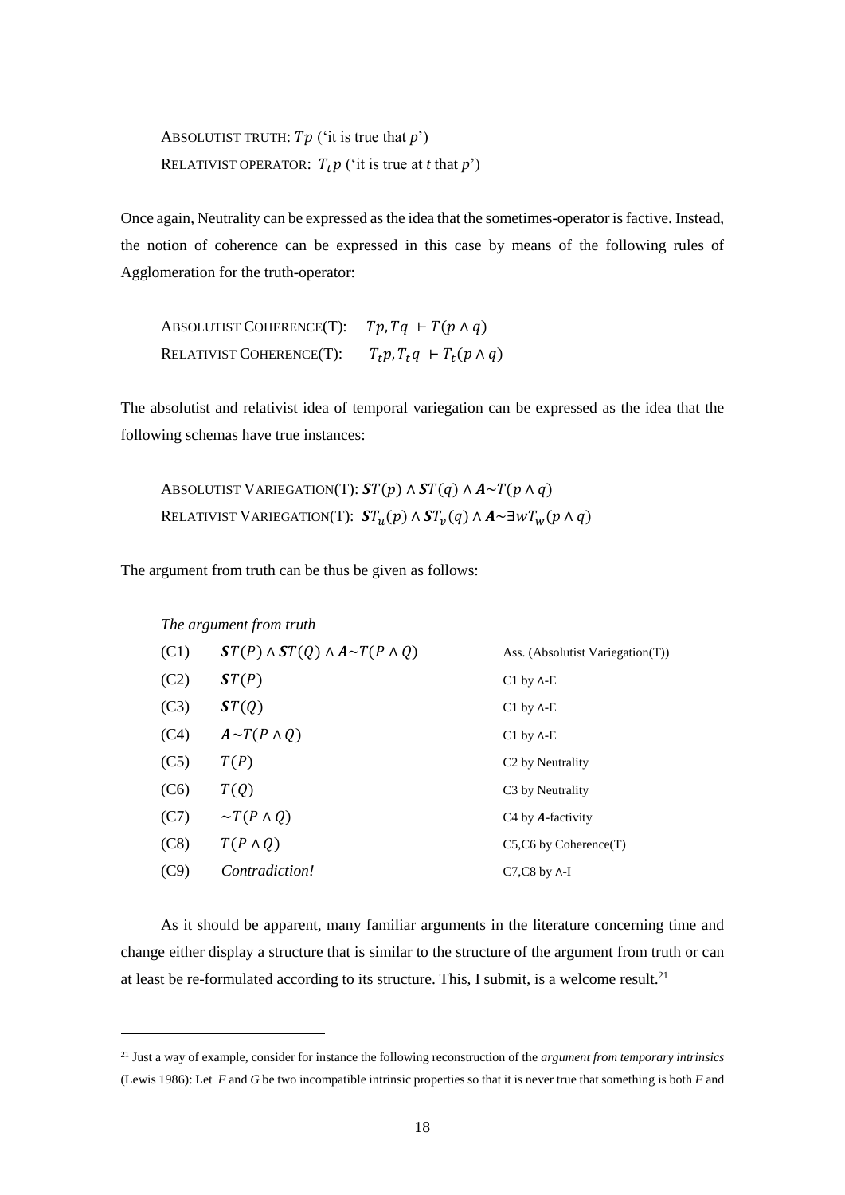ABSOLUTIST TRUTH: $Tp$ ('it is true that $p$')

RELATIVIST OPERATOR: $T_t p$ ('it is true at $t$ that $p$')

Once again, Neutrality can be expressed as the idea that the sometimes-operator is factive. Instead, the notion of coherence can be expressed in this case by means of the following rules of Agglomeration for the truth-operator:

ABSOLUTIST COHERENCE(T): $Tp, Tq \vdash T(p \wedge q)$

RELATIVIST COHERENCE(T): $T_t p, T_t q \vdash T_t(p \wedge q)$

The absolutist and relativist idea of temporal variegation can be expressed as the idea that the following schemas have true instances:

ABSOLUTIST VARIEGATION(T): $\boldsymbol{S}T(p) \wedge \boldsymbol{S}T(q) \wedge \boldsymbol{A}{\sim}T(p \wedge q)$

RELATIVIST VARIEGATION(T): $\boldsymbol{S}T_u(p) \wedge \boldsymbol{S}T_v(q) \wedge \boldsymbol{A}{\sim}\exists w T_w(p \wedge q)$

The argument from truth can be thus be given as follows:

*The argument from truth*

| | | |
|---|---|---|
| (C1) | $\boldsymbol{S}T(P) \wedge \boldsymbol{S}T(Q) \wedge \boldsymbol{A}{\sim}T(P \wedge Q)$ | Ass. (Absolutist Variegation(T)) |
| (C2) | $\boldsymbol{S}T(P)$ | C1 by ∧-E |
| (C3) | $\boldsymbol{S}T(Q)$ | C1 by ∧-E |
| (C4) | $\boldsymbol{A}{\sim}T(P \wedge Q)$ | C1 by ∧-E |
| (C5) | $T(P)$ | C2 by Neutrality |
| (C6) | $T(Q)$ | C3 by Neutrality |
| (C7) | ${\sim}T(P \wedge Q)$ | C4 by ***A***-factivity |
| (C8) | $T(P \wedge Q)$ | C5,C6 by Coherence(T) |
| (C9) | *Contradiction!* | C7,C8 by ∧-I |

As it should be apparent, many familiar arguments in the literature concerning time and change either display a structure that is similar to the structure of the argument from truth or can at least be re-formulated according to its structure. This, I submit, is a welcome result.[21]

[21] Just a way of example, consider for instance the following reconstruction of the *argument from temporary intrinsics* (Lewis 1986): Let $F$ and $G$ be two incompatible intrinsic properties so that it is never true that something is both $F$ and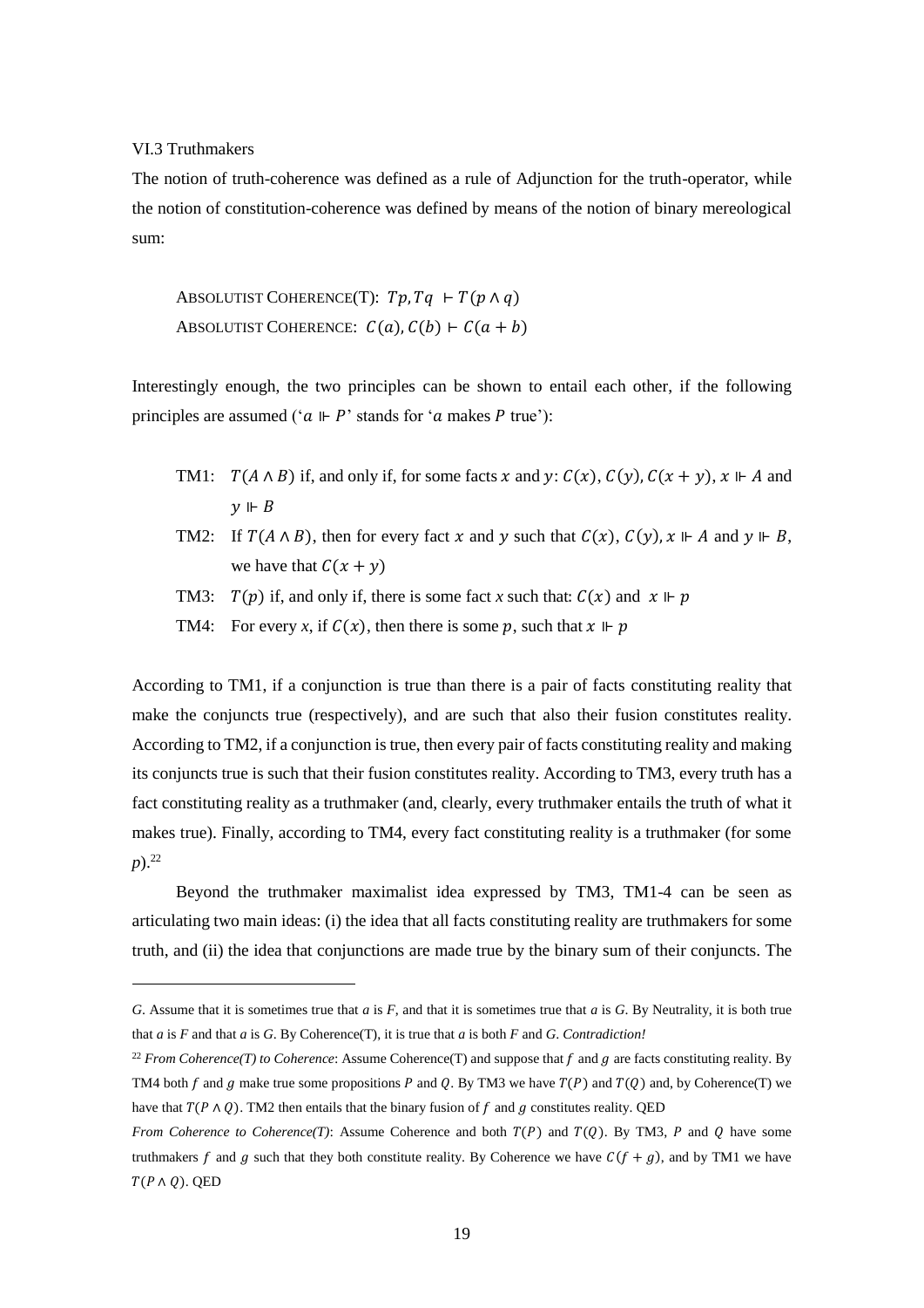VI.3 Truthmakers

The notion of truth-coherence was defined as a rule of Adjunction for the truth-operator, while the notion of constitution-coherence was defined by means of the notion of binary mereological sum:

> ABSOLUTIST COHERENCE(T): $Tp, Tq \vdash T(p \wedge q)$
> ABSOLUTIST COHERENCE: $C(a), C(b) \vdash C(a + b)$

Interestingly enough, the two principles can be shown to entail each other, if the following principles are assumed ('$a \Vdash P$' stands for '$a$ makes $P$ true'):

- TM1: $T(A \wedge B)$ if, and only if, for some facts $x$ and $y$: $C(x)$, $C(y)$, $C(x + y)$, $x \Vdash A$ and $y \Vdash B$
- TM2: If $T(A \wedge B)$, then for every fact $x$ and $y$ such that $C(x)$, $C(y)$, $x \Vdash A$ and $y \Vdash B$, we have that $C(x + y)$
- TM3: $T(p)$ if, and only if, there is some fact *x* such that: $C(x)$ and $x \Vdash p$
- TM4: For every *x*, if $C(x)$, then there is some $p$, such that $x \Vdash p$

According to TM1, if a conjunction is true than there is a pair of facts constituting reality that make the conjuncts true (respectively), and are such that also their fusion constitutes reality. According to TM2, if a conjunction is true, then every pair of facts constituting reality and making its conjuncts true is such that their fusion constitutes reality. According to TM3, every truth has a fact constituting reality as a truthmaker (and, clearly, every truthmaker entails the truth of what it makes true). Finally, according to TM4, every fact constituting reality is a truthmaker (for some $p$).[22]

Beyond the truthmaker maximalist idea expressed by TM3, TM1-4 can be seen as articulating two main ideas: (i) the idea that all facts constituting reality are truthmakers for some truth, and (ii) the idea that conjunctions are made true by the binary sum of their conjuncts. The

---

*G*. Assume that it is sometimes true that *a* is *F*, and that it is sometimes true that *a* is *G*. By Neutrality, it is both true that *a* is *F* and that *a* is *G*. By Coherence(T), it is true that *a* is both *F* and *G*. *Contradiction!*

[22] *From Coherence(T) to Coherence*: Assume Coherence(T) and suppose that $f$ and $g$ are facts constituting reality. By TM4 both $f$ and $g$ make true some propositions $P$ and $Q$. By TM3 we have $T(P)$ and $T(Q)$ and, by Coherence(T) we have that $T(P \wedge Q)$. TM2 then entails that the binary fusion of $f$ and $g$ constitutes reality. QED

*From Coherence to Coherence(T)*: Assume Coherence and both $T(P)$ and $T(Q)$. By TM3, $P$ and $Q$ have some truthmakers $f$ and $g$ such that they both constitute reality. By Coherence we have $C(f + g)$, and by TM1 we have $T(P \wedge Q)$. QED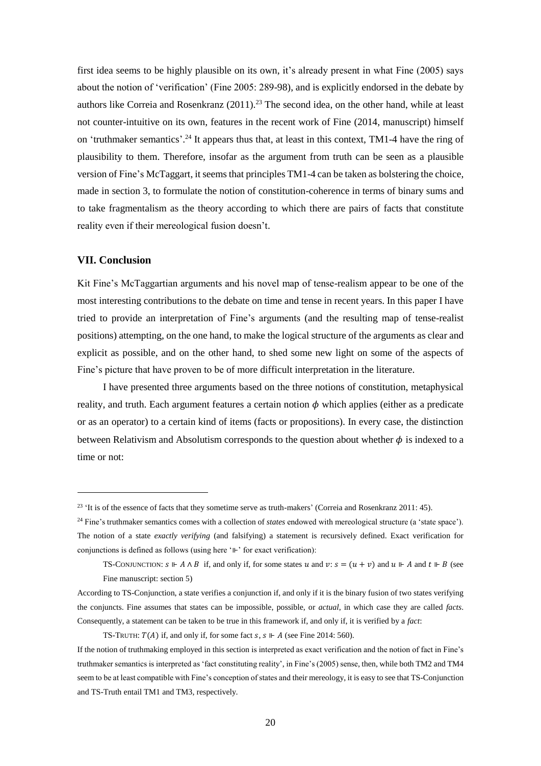first idea seems to be highly plausible on its own, it's already present in what Fine (2005) says about the notion of 'verification' (Fine 2005: 289-98), and is explicitly endorsed in the debate by authors like Correia and Rosenkranz (2011).[23] The second idea, on the other hand, while at least not counter-intuitive on its own, features in the recent work of Fine (2014, manuscript) himself on 'truthmaker semantics'.[24] It appears thus that, at least in this context, TM1-4 have the ring of plausibility to them. Therefore, insofar as the argument from truth can be seen as a plausible version of Fine's McTaggart, it seems that principles TM1-4 can be taken as bolstering the choice, made in section 3, to formulate the notion of constitution-coherence in terms of binary sums and to take fragmentalism as the theory according to which there are pairs of facts that constitute reality even if their mereological fusion doesn't.

## VII. Conclusion

Kit Fine's McTaggartian arguments and his novel map of tense-realism appear to be one of the most interesting contributions to the debate on time and tense in recent years. In this paper I have tried to provide an interpretation of Fine's arguments (and the resulting map of tense-realist positions) attempting, on the one hand, to make the logical structure of the arguments as clear and explicit as possible, and on the other hand, to shed some new light on some of the aspects of Fine's picture that have proven to be of more difficult interpretation in the literature.

I have presented three arguments based on the three notions of constitution, metaphysical reality, and truth. Each argument features a certain notion $\phi$ which applies (either as a predicate or as an operator) to a certain kind of items (facts or propositions). In every case, the distinction between Relativism and Absolutism corresponds to the question about whether $\phi$ is indexed to a time or not:

---

[23] 'It is of the essence of facts that they sometime serve as truth-makers' (Correia and Rosenkranz 2011: 45).

[24] Fine's truthmaker semantics comes with a collection of *states* endowed with mereological structure (a 'state space'). The notion of a state *exactly verifying* (and falsifying) a statement is recursively defined. Exact verification for conjunctions is defined as follows (using here '$\Vdash$' for exact verification):

TS-CONJUNCTION: $s \Vdash A \wedge B$ if, and only if, for some states $u$ and $v$: $s = (u + v)$ and $u \Vdash A$ and $t \Vdash B$ (see Fine manuscript: section 5)

According to TS-Conjunction, a state verifies a conjunction if, and only if it is the binary fusion of two states verifying the conjuncts. Fine assumes that states can be impossible, possible, or *actual*, in which case they are called *facts*. Consequently, a statement can be taken to be true in this framework if, and only if, it is verified by a *fact*:

TS-TRUTH: $T(A)$ if, and only if, for some fact $s$, $s \Vdash A$ (see Fine 2014: 560).

If the notion of truthmaking employed in this section is interpreted as exact verification and the notion of fact in Fine's truthmaker semantics is interpreted as 'fact constituting reality', in Fine's (2005) sense, then, while both TM2 and TM4 seem to be at least compatible with Fine's conception of states and their mereology, it is easy to see that TS-Conjunction and TS-Truth entail TM1 and TM3, respectively.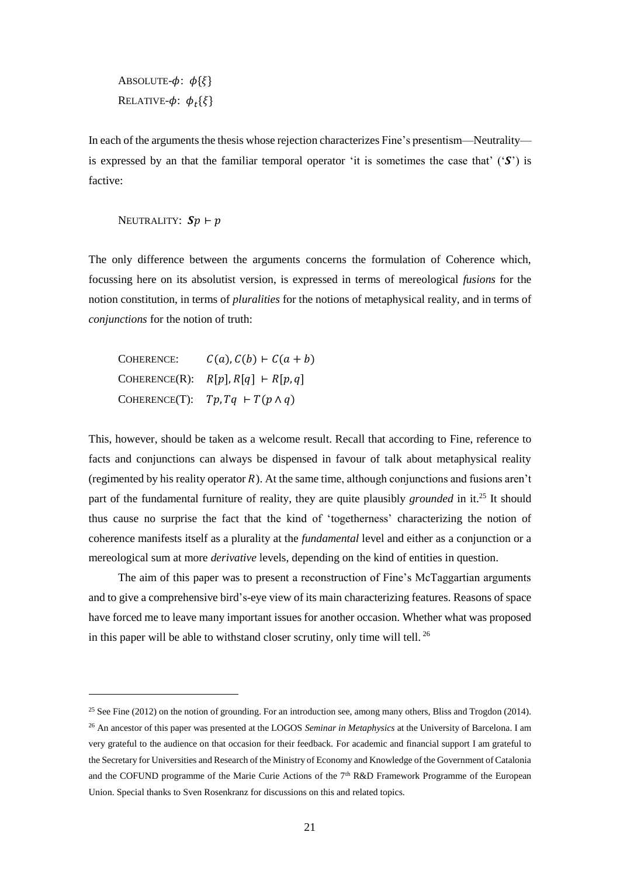ABSOLUTE-$\phi$: $\phi\{\xi\}$
RELATIVE-$\phi$: $\phi_t\{\xi\}$

In each of the arguments the thesis whose rejection characterizes Fine's presentism—Neutrality—is expressed by an that the familiar temporal operator 'it is sometimes the case that' ('$\boldsymbol{S}$') is factive:

NEUTRALITY: $\boldsymbol{S}p \vdash p$

The only difference between the arguments concerns the formulation of Coherence which, focussing here on its absolutist version, is expressed in terms of mereological *fusions* for the notion constitution, in terms of *pluralities* for the notions of metaphysical reality, and in terms of *conjunctions* for the notion of truth:

COHERENCE: $C(a), C(b) \vdash C(a + b)$
COHERENCE(R): $R[p], R[q] \vdash R[p, q]$
COHERENCE(T): $Tp, Tq \vdash T(p \wedge q)$

This, however, should be taken as a welcome result. Recall that according to Fine, reference to facts and conjunctions can always be dispensed in favour of talk about metaphysical reality (regimented by his reality operator $R$). At the same time, although conjunctions and fusions aren't part of the fundamental furniture of reality, they are quite plausibly *grounded* in it.[25] It should thus cause no surprise the fact that the kind of 'togetherness' characterizing the notion of coherence manifests itself as a plurality at the *fundamental* level and either as a conjunction or a mereological sum at more *derivative* levels, depending on the kind of entities in question.

The aim of this paper was to present a reconstruction of Fine's McTaggartian arguments and to give a comprehensive bird's-eye view of its main characterizing features. Reasons of space have forced me to leave many important issues for another occasion. Whether what was proposed in this paper will be able to withstand closer scrutiny, only time will tell.[26]

[25] See Fine (2012) on the notion of grounding. For an introduction see, among many others, Bliss and Trogdon (2014).

[26] An ancestor of this paper was presented at the LOGOS *Seminar in Metaphysics* at the University of Barcelona. I am very grateful to the audience on that occasion for their feedback. For academic and financial support I am grateful to the Secretary for Universities and Research of the Ministry of Economy and Knowledge of the Government of Catalonia and the COFUND programme of the Marie Curie Actions of the 7th R&D Framework Programme of the European Union. Special thanks to Sven Rosenkranz for discussions on this and related topics.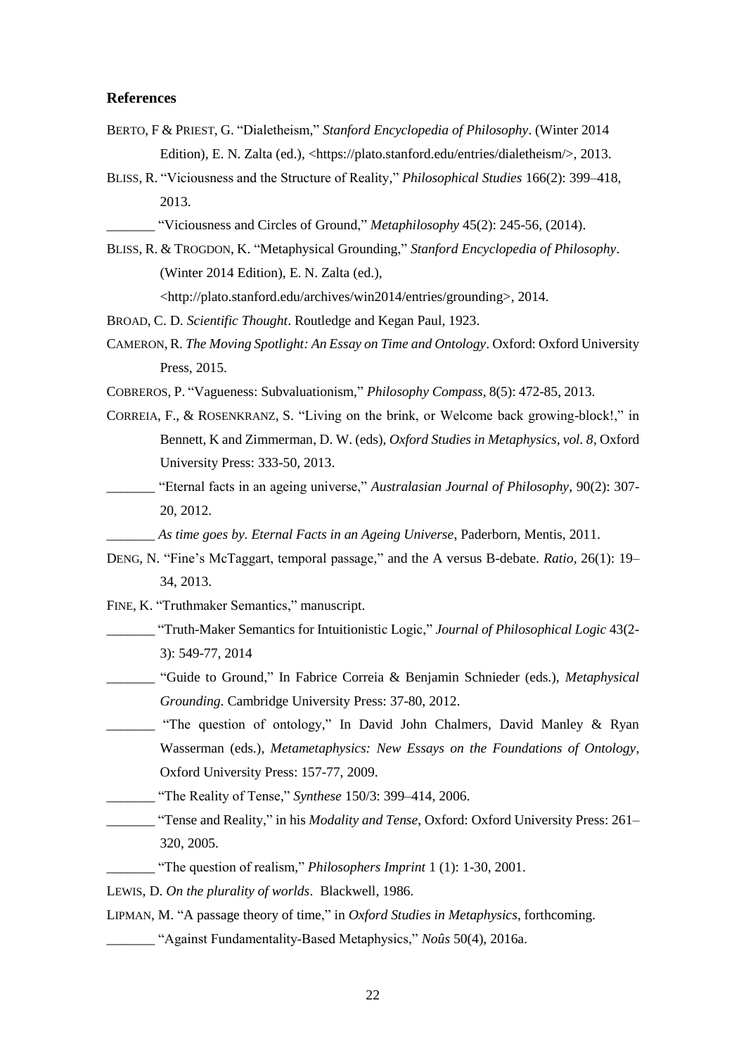## References

BERTO, F & PRIEST, G. "Dialetheism," *Stanford Encyclopedia of Philosophy*. (Winter 2014 Edition), E. N. Zalta (ed.), <https://plato.stanford.edu/entries/dialetheism/>, 2013.

BLISS, R. "Viciousness and the Structure of Reality," *Philosophical Studies* 166(2): 399–418, 2013.

_______ "Viciousness and Circles of Ground," *Metaphilosophy* 45(2): 245-56, (2014).

BLISS, R. & TROGDON, K. "Metaphysical Grounding," *Stanford Encyclopedia of Philosophy*. (Winter 2014 Edition), E. N. Zalta (ed.), <http://plato.stanford.edu/archives/win2014/entries/grounding>, 2014.

BROAD, C. D. *Scientific Thought*. Routledge and Kegan Paul, 1923.

CAMERON, R. *The Moving Spotlight: An Essay on Time and Ontology*. Oxford: Oxford University Press, 2015.

COBREROS, P. "Vagueness: Subvaluationism," *Philosophy Compass*, 8(5): 472-85, 2013.

CORREIA, F., & ROSENKRANZ, S. "Living on the brink, or Welcome back growing-block!," in Bennett, K and Zimmerman, D. W. (eds), *Oxford Studies in Metaphysics, vol. 8*, Oxford University Press: 333-50, 2013.

_______ "Eternal facts in an ageing universe," *Australasian Journal of Philosophy*, 90(2): 307-20, 2012.

_______ *As time goes by. Eternal Facts in an Ageing Universe*, Paderborn, Mentis, 2011.

DENG, N. "Fine's McTaggart, temporal passage," and the A versus B-debate. *Ratio*, 26(1): 19–34, 2013.

FINE, K. "Truthmaker Semantics," manuscript.

_______ "Truth-Maker Semantics for Intuitionistic Logic," *Journal of Philosophical Logic* 43(2-3): 549-77, 2014

_______ "Guide to Ground," In Fabrice Correia & Benjamin Schnieder (eds.), *Metaphysical Grounding*. Cambridge University Press: 37-80, 2012.

_______ "The question of ontology," In David John Chalmers, David Manley & Ryan Wasserman (eds.), *Metametaphysics: New Essays on the Foundations of Ontology*, Oxford University Press: 157-77, 2009.

_______ "The Reality of Tense," *Synthese* 150/3: 399–414, 2006.

_______ "Tense and Reality," in his *Modality and Tense*, Oxford: Oxford University Press: 261–320, 2005.

_______ "The question of realism," *Philosophers Imprint* 1 (1): 1-30, 2001.

LEWIS, D. *On the plurality of worlds*. Blackwell, 1986.

LIPMAN, M. "A passage theory of time," in *Oxford Studies in Metaphysics*, forthcoming.

_______ "Against Fundamentality-Based Metaphysics," *Noûs* 50(4), 2016a.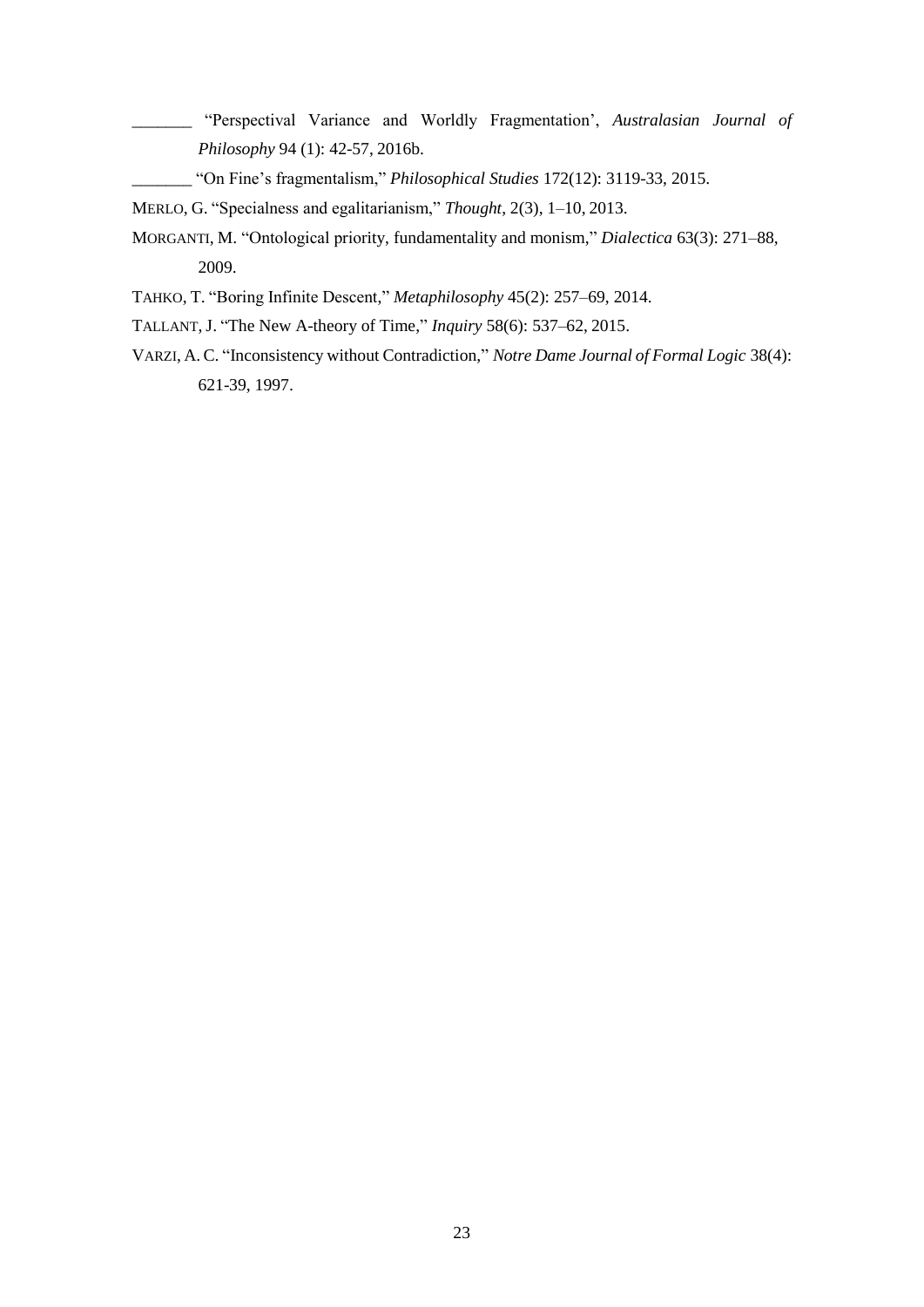_______ "Perspectival Variance and Worldly Fragmentation', *Australasian Journal of Philosophy* 94 (1): 42-57, 2016b.

_______ "On Fine's fragmentalism," *Philosophical Studies* 172(12): 3119-33, 2015.

MERLO, G. "Specialness and egalitarianism," *Thought*, 2(3), 1–10, 2013.

MORGANTI, M. "Ontological priority, fundamentality and monism," *Dialectica* 63(3): 271–88, 2009.

TAHKO, T. "Boring Infinite Descent," *Metaphilosophy* 45(2): 257–69, 2014.

TALLANT, J. "The New A-theory of Time," *Inquiry* 58(6): 537–62, 2015.

VARZI, A. C. "Inconsistency without Contradiction," *Notre Dame Journal of Formal Logic* 38(4): 621-39, 1997.